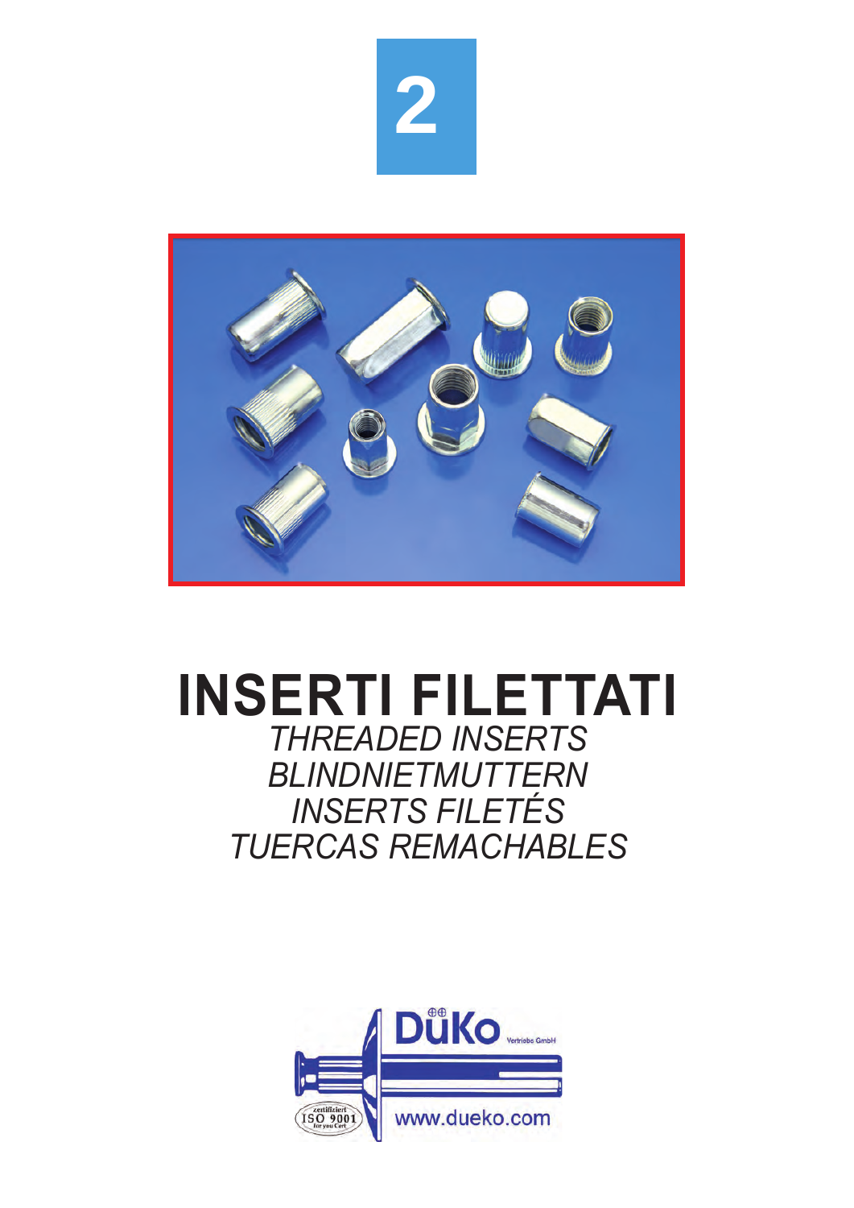2

# INSERTI FILETTATI

*THREADED INSERTS*
*BLINDNIETMUTTERN*
*INSERTS FILETÉS*
*TUERCAS REMACHABLES*

DüKo Vertriebs GmbH

zertifiziert ISO 9001 for you Cert

www.dueko.com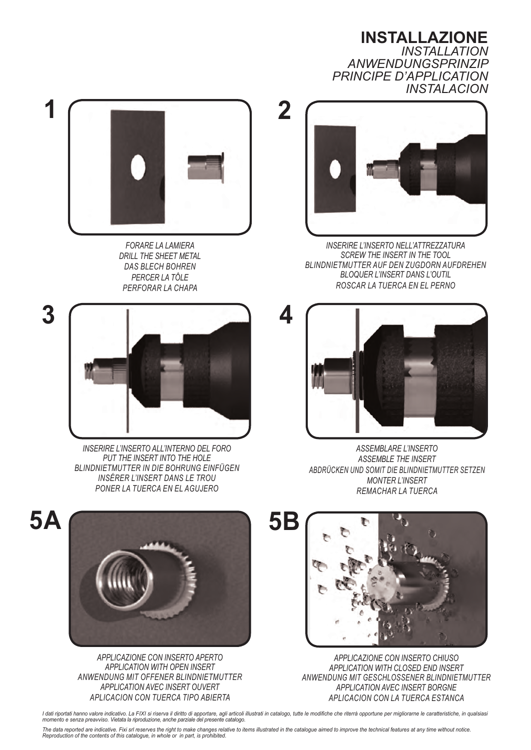# INSTALLAZIONE

*INSTALLATION*
*ANWENDUNGSPRINZIP*
*PRINCIPE D'APPLICATION*
*INSTALACION*

**1**

*FORARE LA LAMIERA*
*DRILL THE SHEET METAL*
*DAS BLECH BOHREN*
*PERCER LA TÔLE*
*PERFORAR LA CHAPA*

**2**

*INSERIRE L'INSERTO NELL'ATTREZZATURA*
*SCREW THE INSERT IN THE TOOL*
*BLINDNIETMUTTER AUF DEN ZUGDORN AUFDREHEN*
*BLOQUER L'INSERT DANS L'OUTIL*
*ROSCAR LA TUERCA EN EL PERNO*

**3**

*INSERIRE L'INSERTO ALL'INTERNO DEL FORO*
*PUT THE INSERT INTO THE HOLE*
*BLINDNIETMUTTER IN DIE BOHRUNG EINFÜGEN*
*INSÉRER L'INSERT DANS LE TROU*
*PONER LA TUERCA EN EL AGUJERO*

**4**

*ASSEMBLARE L'INSERTO*
*ASSEMBLE THE INSERT*
*ABDRÜCKEN UND SOMIT DIE BLINDNIETMUTTER SETZEN*
*MONTER L'INSERT*
*REMACHAR LA TUERCA*

**5A**

*APPLICAZIONE CON INSERTO APERTO*
*APPLICATION WITH OPEN INSERT*
*ANWENDUNG MIT OFFENER BLINDNIETMUTTER*
*APPLICATION AVEC INSERT OUVERT*
*APLICACION CON TUERCA TIPO ABIERTA*

**5B**

*APPLICAZIONE CON INSERTO CHIUSO*
*APPLICATION WITH CLOSED END INSERT*
*ANWENDUNG MIT GESCHLOSSENER BLINDNIETMUTTER*
*APPLICATION AVEC INSERT BORGNE*
*APLICACION CON LA TUERCA ESTANCA*

*I dati riportati hanno valore indicativo. La FIXI si riserva il diritto di apportare, agli articoli illustrati in catalogo, tutte le modifiche che riterrà opportune per migliorarne le caratteristiche, in qualsiasi momento e senza preavviso. Vietata la riproduzione, anche parziale del presente catalogo.*

*The data reported are indicative. Fixi srl reserves the right to make changes relative to items illustrated in the catalogue aimed to improve the technical features at any time without notice. Reproduction of the contents of this catalogue, in whole or in part, is prohibited.*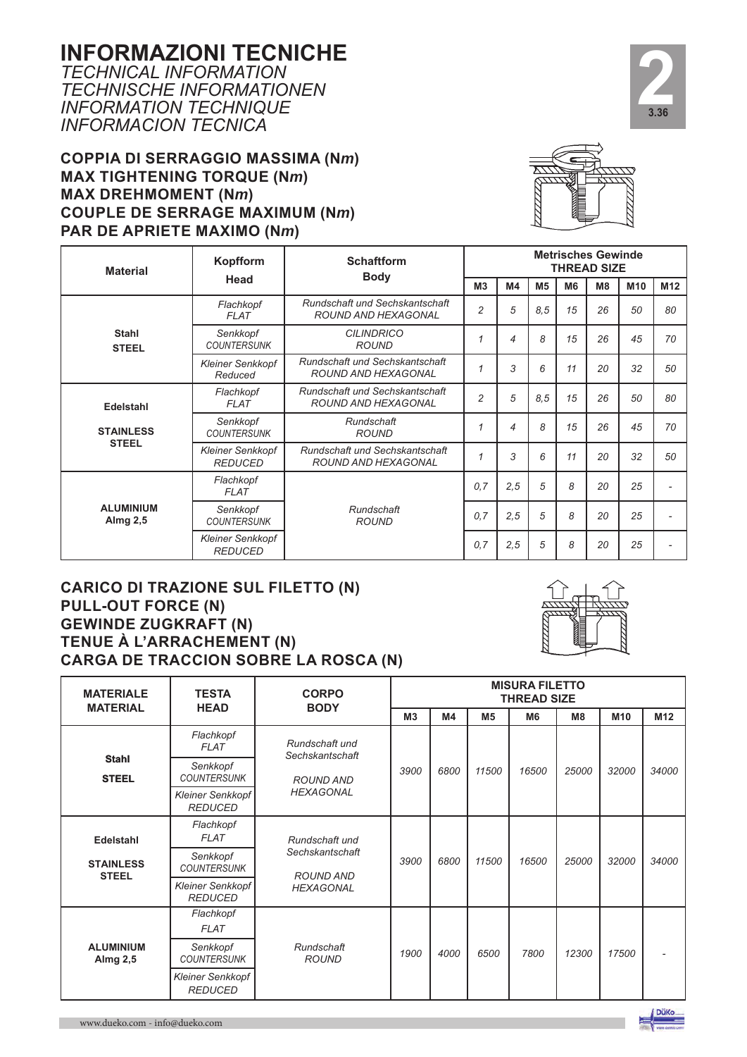# INFORMAZIONI TECNICHE

*TECHNICAL INFORMATION*
*TECHNISCHE INFORMATIONEN*
*INFORMATION TECHNIQUE*
*INFORMACION TECNICA*

## COPPIA DI SERRAGGIO MASSIMA (N*m*)
## MAX TIGHTENING TORQUE (N*m*)
## MAX DREHMOMENT (N*m*)
## COUPLE DE SERRAGE MAXIMUM (N*m*)
## PAR DE APRIETE MAXIMO (N*m*)

| Material | Kopfform<br>Head | Schaftform<br>Body | Metrisches Gewinde<br>THREAD SIZE | | | | | | |
|---|---|---|---|---|---|---|---|---|---|
| | | | M3 | M4 | M5 | M6 | M8 | M10 | M12 |
| **Stahl**<br>**STEEL** | *Flachkopf*<br>*FLAT* | *Rundschaft und Sechskantschaft*<br>*ROUND AND HEXAGONAL* | *2* | *5* | *8,5* | *15* | *26* | *50* | *80* |
| | *Senkkopf*<br>*COUNTERSUNK* | *CILINDRICO*<br>*ROUND* | *1* | *4* | *8* | *15* | *26* | *45* | *70* |
| | *Kleiner Senkkopf*<br>*Reduced* | *Rundschaft und Sechskantschaft*<br>*ROUND AND HEXAGONAL* | *1* | *3* | *6* | *11* | *20* | *32* | *50* |
| **Edelstahl**<br>**STAINLESS STEEL** | *Flachkopf*<br>*FLAT* | *Rundschaft und Sechskantschaft*<br>*ROUND AND HEXAGONAL* | *2* | *5* | *8,5* | *15* | *26* | *50* | *80* |
| | *Senkkopf*<br>*COUNTERSUNK* | *Rundschaft*<br>*ROUND* | *1* | *4* | *8* | *15* | *26* | *45* | *70* |
| | *Kleiner Senkkopf*<br>*REDUCED* | *Rundschaft und Sechskantschaft*<br>*ROUND AND HEXAGONAL* | *1* | *3* | *6* | *11* | *20* | *32* | *50* |
| **ALUMINIUM**<br>**Almg 2,5** | *Flachkopf*<br>*FLAT* | *Rundschaft*<br>*ROUND* | *0,7* | *2,5* | *5* | *8* | *20* | *25* | - |
| | *Senkkopf*<br>*COUNTERSUNK* | | *0,7* | *2,5* | *5* | *8* | *20* | *25* | - |
| | *Kleiner Senkkopf*<br>*REDUCED* | | *0,7* | *2,5* | *5* | *8* | *20* | *25* | - |

## CARICO DI TRAZIONE SUL FILETTO (N)
## PULL-OUT FORCE (N)
## GEWINDE ZUGKRAFT (N)
## TENUE À L'ARRACHEMENT (N)
## CARGA DE TRACCION SOBRE LA ROSCA (N)

| MATERIALE<br>MATERIAL | TESTA<br>HEAD | CORPO<br>BODY | MISURA FILETTO<br>THREAD SIZE | | | | | | |
|---|---|---|---|---|---|---|---|---|---|
| | | | M3 | M4 | M5 | M6 | M8 | M10 | M12 |
| **Stahl**<br>**STEEL** | *Flachkopf*<br>*FLAT*<br>*Senkkopf*<br>*COUNTERSUNK*<br>*Kleiner Senkkopf*<br>*REDUCED* | *Rundschaft und Sechskantschaft*<br>*ROUND AND HEXAGONAL* | *3900* | *6800* | *11500* | *16500* | *25000* | *32000* | *34000* |
| **Edelstahl**<br>**STAINLESS STEEL** | *Flachkopf*<br>*FLAT*<br>*Senkkopf*<br>*COUNTERSUNK*<br>*Kleiner Senkkopf*<br>*REDUCED* | *Rundschaft und Sechskantschaft*<br>*ROUND AND HEXAGONAL* | *3900* | *6800* | *11500* | *16500* | *25000* | *32000* | *34000* |
| **ALUMINIUM**<br>**Almg 2,5** | *Flachkopf*<br>*FLAT*<br>*Senkkopf*<br>*COUNTERSUNK*<br>*Kleiner Senkkopf*<br>*REDUCED* | *Rundschaft*<br>*ROUND* | *1900* | *4000* | *6500* | *7800* | *12300* | *17500* | - |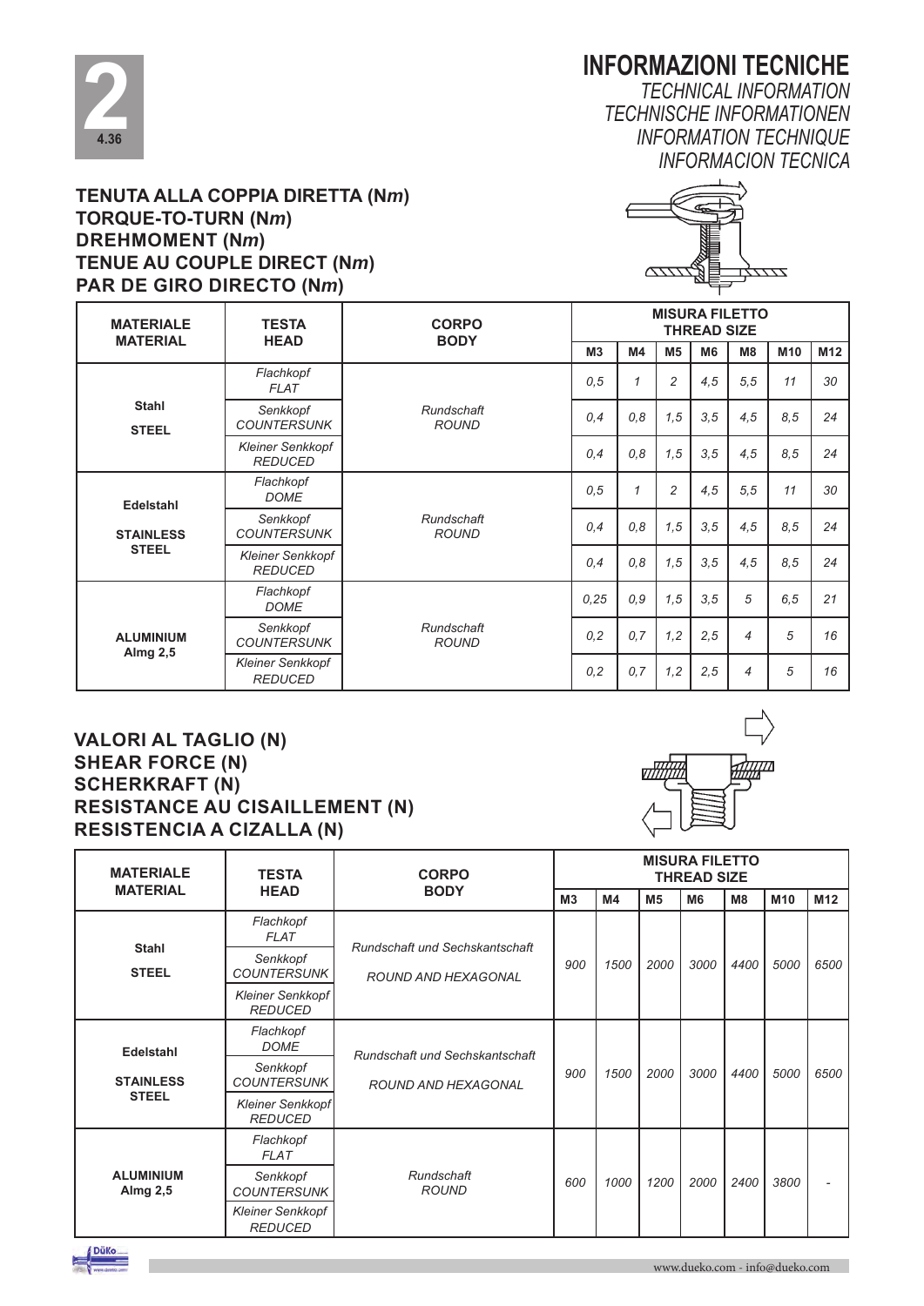# INFORMAZIONI TECNICHE

*TECHNICAL INFORMATION*
*TECHNISCHE INFORMATIONEN*
*INFORMATION TECHNIQUE*
*INFORMACION TECNICA*

## TENUTA ALLA COPPIA DIRETTA (N*m*)
## TORQUE-TO-TURN (N*m*)
## DREHMOMENT (N*m*)
## TENUE AU COUPLE DIRECT (N*m*)
## PAR DE GIRO DIRECTO (N*m*)

| MATERIALE<br>MATERIAL | TESTA<br>HEAD | CORPO<br>BODY | MISURA FILETTO<br>THREAD SIZE | | | | | | |
|---|---|---|---|---|---|---|---|---|---|
| | | | M3 | M4 | M5 | M6 | M8 | M10 | M12 |
| **Stahl**<br>**STEEL** | *Flachkopf*<br>*FLAT* | *Rundschaft*<br>*ROUND* | *0,5* | *1* | *2* | *4,5* | *5,5* | *11* | *30* |
| | *Senkkopf*<br>*COUNTERSUNK* | | *0,4* | *0,8* | *1,5* | *3,5* | *4,5* | *8,5* | *24* |
| | *Kleiner Senkkopf*<br>*REDUCED* | | *0,4* | *0,8* | *1,5* | *3,5* | *4,5* | *8,5* | *24* |
| **Edelstahl**<br>**STAINLESS STEEL** | *Flachkopf*<br>*DOME* | *Rundschaft*<br>*ROUND* | *0,5* | *1* | *2* | *4,5* | *5,5* | *11* | *30* |
| | *Senkkopf*<br>*COUNTERSUNK* | | *0,4* | *0,8* | *1,5* | *3,5* | *4,5* | *8,5* | *24* |
| | *Kleiner Senkkopf*<br>*REDUCED* | | *0,4* | *0,8* | *1,5* | *3,5* | *4,5* | *8,5* | *24* |
| **ALUMINIUM**<br>**Almg 2,5** | *Flachkopf*<br>*DOME* | *Rundschaft*<br>*ROUND* | *0,25* | *0,9* | *1,5* | *3,5* | *5* | *6,5* | *21* |
| | *Senkkopf*<br>*COUNTERSUNK* | | *0,2* | *0,7* | *1,2* | *2,5* | *4* | *5* | *16* |
| | *Kleiner Senkkopf*<br>*REDUCED* | | *0,2* | *0,7* | *1,2* | *2,5* | *4* | *5* | *16* |

## VALORI AL TAGLIO (N)
## SHEAR FORCE (N)
## SCHERKRAFT (N)
## RESISTANCE AU CISAILLEMENT (N)
## RESISTENCIA A CIZALLA (N)

| MATERIALE<br>MATERIAL | TESTA<br>HEAD | CORPO<br>BODY | MISURA FILETTO<br>THREAD SIZE | | | | | | |
|---|---|---|---|---|---|---|---|---|---|
| | | | M3 | M4 | M5 | M6 | M8 | M10 | M12 |
| **Stahl**<br>**STEEL** | *Flachkopf*<br>*FLAT* | *Rundschaft und Sechskantschaft*<br>*ROUND AND HEXAGONAL* | *900* | *1500* | *2000* | *3000* | *4400* | *5000* | *6500* |
| | *Senkkopf*<br>*COUNTERSUNK* | | | | | | | | |
| | *Kleiner Senkkopf*<br>*REDUCED* | | | | | | | | |
| **Edelstahl**<br>**STAINLESS STEEL** | *Flachkopf*<br>*DOME* | *Rundschaft und Sechskantschaft*<br>*ROUND AND HEXAGONAL* | *900* | *1500* | *2000* | *3000* | *4400* | *5000* | *6500* |
| | *Senkkopf*<br>*COUNTERSUNK* | | | | | | | | |
| | *Kleiner Senkkopf*<br>*REDUCED* | | | | | | | | |
| **ALUMINIUM**<br>**Almg 2,5** | *Flachkopf*<br>*FLAT* | *Rundschaft*<br>*ROUND* | *600* | *1000* | *1200* | *2000* | *2400* | *3800* | - |
| | *Senkkopf*<br>*COUNTERSUNK* | | | | | | | | |
| | *Kleiner Senkkopf*<br>*REDUCED* | | | | | | | | |

www.dueko.com - info@dueko.com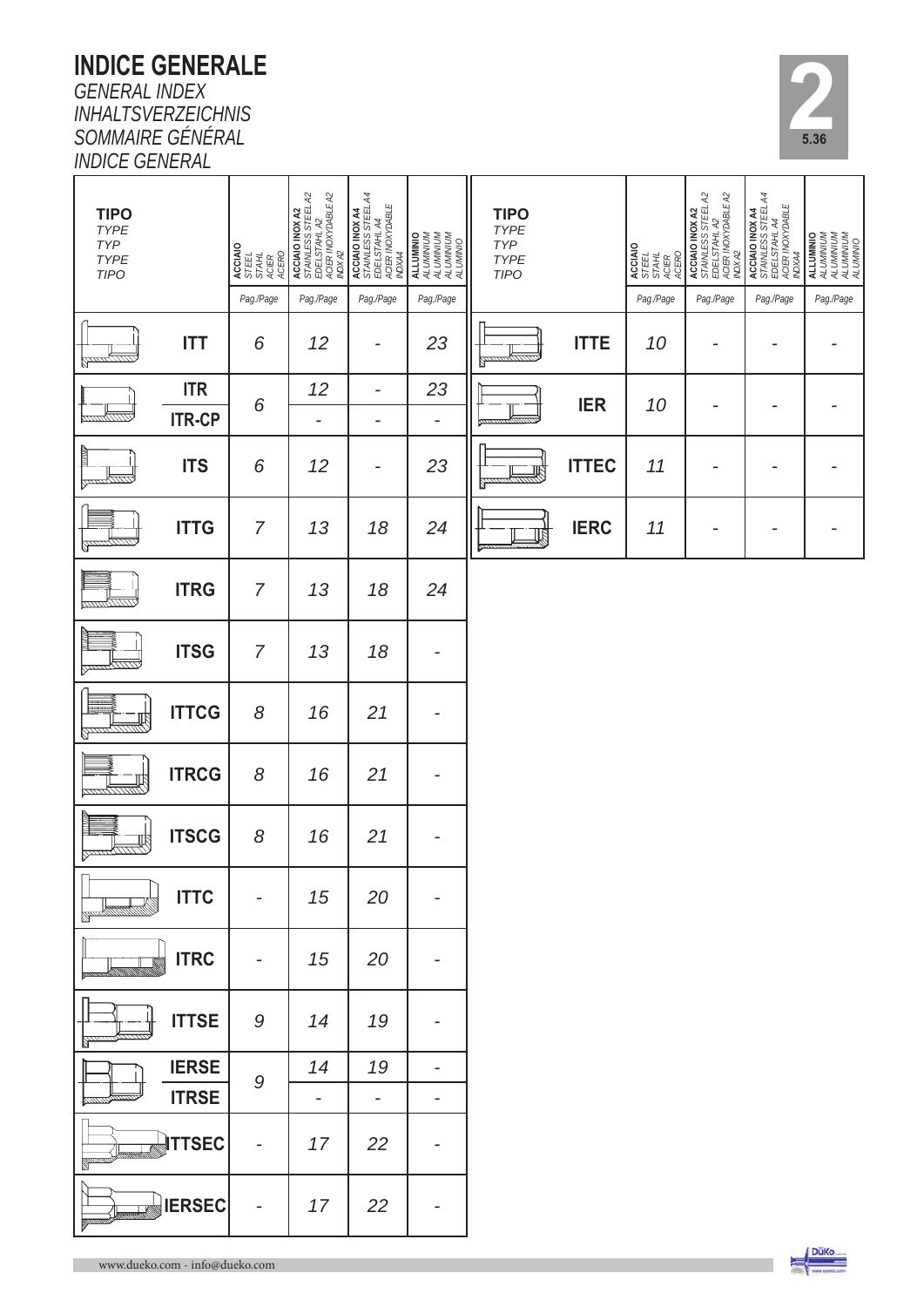# INDICE GENERALE

*GENERAL INDEX*
*INHALTSVERZEICHNIS*
*SOMMAIRE GÉNÉRAL*
*INDICE GENERAL*

**2**
5.36

| TIPO *TYPE TYP TYPE TIPO* | **ACCIAIO** *STEEL STAHL ACIER ACERO* Pag./Page | **ACCIAIO INOX A2** *STAINLESS STEEL A2 EDELSTAHL A2 ACIER INOXYDABLE A2 INOX A2* Pag./Page | **ACCIAIO INOX A4** *STAINLESS STEEL A4 EDELSTAHL A4 ACIER INOXYDABLE INOX A4* Pag./Page | **ALLUMINIO** *ALUMINIUM ALUMINIUM ALUMINIUM ALUMINIO* Pag./Page |
|---|---|---|---|---|
| **ITT** | 6 | 12 | - | 23 |
| **ITR** | 6 | 12 | - | 23 |
| **ITR-CP** | 6 | - | - | - |
| **ITS** | 6 | 12 | - | 23 |
| **ITTG** | 7 | 13 | 18 | 24 |
| **ITRG** | 7 | 13 | 18 | 24 |
| **ITSG** | 7 | 13 | 18 | - |
| **ITTCG** | 8 | 16 | 21 | - |
| **ITRCG** | 8 | 16 | 21 | - |
| **ITSCG** | 8 | 16 | 21 | - |
| **ITTC** | - | 15 | 20 | - |
| **ITRC** | - | 15 | 20 | - |
| **ITTSE** | 9 | 14 | 19 | - |
| **IERSE** | 9 | 14 | 19 | - |
| **ITRSE** | 9 | - | - | - |
| **ITTSEC** | - | 17 | 22 | - |
| **IERSEC** | - | 17 | 22 | - |

| TIPO *TYPE TYP TYPE TIPO* | **ACCIAIO** *STEEL STAHL ACIER ACERO* Pag./Page | **ACCIAIO INOX A2** *STAINLESS STEEL A2 EDELSTAHL A2 ACIER INOXYDABLE A2 INOX A2* Pag./Page | **ACCIAIO INOX A4** *STAINLESS STEEL A4 EDELSTAHL A4 ACIER INOXYDABLE INOX A4* Pag./Page | **ALLUMINIO** *ALUMINIUM ALUMINIUM ALUMINIUM ALUMINIO* Pag./Page |
|---|---|---|---|---|
| **ITTE** | 10 | - | - | - |
| **IER** | 10 | - | - | - |
| **ITTEC** | 11 | - | - | - |
| **IERC** | 11 | - | - | - |

www.dueko.com - info@dueko.com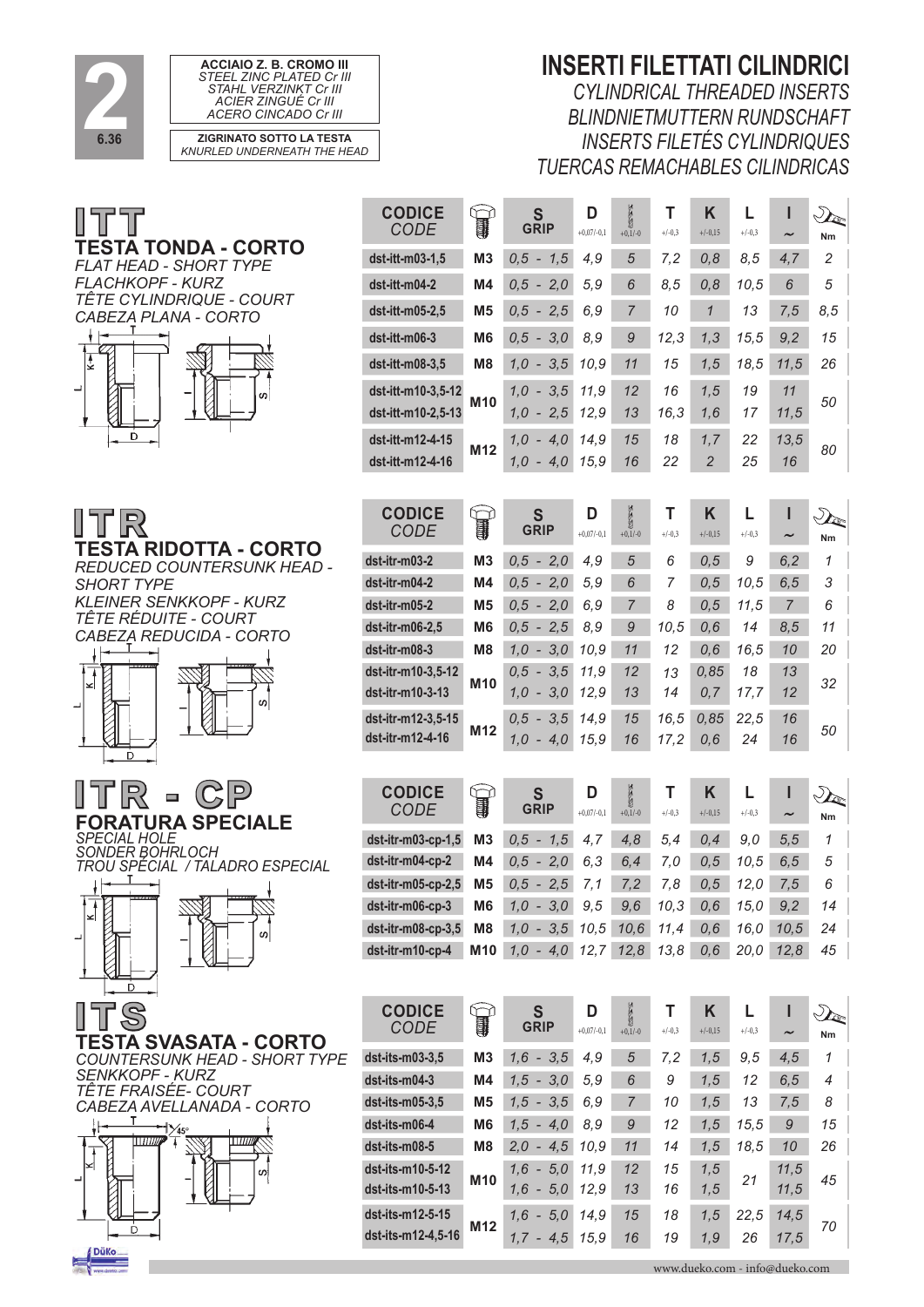**ACCIAIO Z. B. CROMO III**
*STEEL ZINC PLATED Cr III*
*STAHL VERZINKT Cr III*
*ACIER ZINGUÉ Cr III*
*ACERO CINCADO Cr III*

**ZIGRINATO SOTTO LA TESTA**
*KNURLED UNDERNEATH THE HEAD*

# INSERTI FILETTATI CILINDRICI

*CYLINDRICAL THREADED INSERTS*
*BLINDNIETMUTTERN RUNDSCHAFT*
*INSERTS FILETÉS CYLINDRIQUES*
*TUERCAS REMACHABLES CILINDRICAS*

## ITT

**TESTA TONDA - CORTO**
*FLAT HEAD - SHORT TYPE*
*FLACHKOPF - KURZ*
*TÊTE CYLINDRIQUE - COURT*
*CABEZA PLANA - CORTO*

| CODICE CODE | | S GRIP | D +0,07/-0,1 | +0,1/-0 | T +/-0,3 | K +/-0,15 | L +/-0,3 | I ~ | Nm |
|---|---|---|---|---|---|---|---|---|---|
| dst-itt-m03-1,5 | M3 | 0,5 - 1,5 | 4,9 | 5 | 7,2 | 0,8 | 8,5 | 4,7 | 2 |
| dst-itt-m04-2 | M4 | 0,5 - 2,0 | 5,9 | 6 | 8,5 | 0,8 | 10,5 | 6 | 5 |
| dst-itt-m05-2,5 | M5 | 0,5 - 2,5 | 6,9 | 7 | 10 | 1 | 13 | 7,5 | 8,5 |
| dst-itt-m06-3 | M6 | 0,5 - 3,0 | 8,9 | 9 | 12,3 | 1,3 | 15,5 | 9,2 | 15 |
| dst-itt-m08-3,5 | M8 | 1,0 - 3,5 | 10,9 | 11 | 15 | 1,5 | 18,5 | 11,5 | 26 |
| dst-itt-m10-3,5-12 | M10 | 1,0 - 3,5 | 11,9 | 12 | 16 | 1,5 | 19 | 11 | 50 |
| dst-itt-m10-2,5-13 | M10 | 1,0 - 2,5 | 12,9 | 13 | 16,3 | 1,6 | 17 | 11,5 | 50 |
| dst-itt-m12-4-15 | M12 | 1,0 - 4,0 | 14,9 | 15 | 18 | 1,7 | 22 | 13,5 | 80 |
| dst-itt-m12-4-16 | M12 | 1,0 - 4,0 | 15,9 | 16 | 22 | 2 | 25 | 16 | 80 |

## ITR

**TESTA RIDOTTA - CORTO**
*REDUCED COUNTERSUNK HEAD - SHORT TYPE*
*KLEINER SENKKOPF - KURZ*
*TÊTE RÉDUITE - COURT*
*CABEZA REDUCIDA - CORTO*

| CODICE CODE | | S GRIP | D +0,07/-0,1 | +0,1/-0 | T +/-0,3 | K +/-0,15 | L +/-0,3 | I ~ | Nm |
|---|---|---|---|---|---|---|---|---|---|
| dst-itr-m03-2 | M3 | 0,5 - 2,0 | 4,9 | 5 | 6 | 0,5 | 9 | 6,2 | 1 |
| dst-itr-m04-2 | M4 | 0,5 - 2,0 | 5,9 | 6 | 7 | 0,5 | 10,5 | 6,5 | 3 |
| dst-itr-m05-2 | M5 | 0,5 - 2,0 | 6,9 | 7 | 8 | 0,5 | 11,5 | 7 | 6 |
| dst-itr-m06-2,5 | M6 | 0,5 - 2,5 | 8,9 | 9 | 10,5 | 0,6 | 14 | 8,5 | 11 |
| dst-itr-m08-3 | M8 | 1,0 - 3,0 | 10,9 | 11 | 12 | 0,6 | 16,5 | 10 | 20 |
| dst-itr-m10-3,5-12 | M10 | 0,5 - 3,5 | 11,9 | 12 | 13 | 0,85 | 18 | 13 | 32 |
| dst-itr-m10-3-13 | M10 | 1,0 - 3,0 | 12,9 | 13 | 14 | 0,7 | 17,7 | 12 | 32 |
| dst-itr-m12-3,5-15 | M12 | 0,5 - 3,5 | 14,9 | 15 | 16,5 | 0,85 | 22,5 | 16 | 50 |
| dst-itr-m12-4-16 | M12 | 1,0 - 4,0 | 15,9 | 16 | 17,2 | 0,6 | 24 | 16 | 50 |

## ITR - CP

**FORATURA SPECIALE**
*SPECIAL HOLE*
*SONDER BOHRLOCH*
*TROU SPÉCIAL / TALADRO ESPECIAL*

| CODICE CODE | | S GRIP | D +0,07/-0,1 | +0,1/-0 | T +/-0,3 | K +/-0,15 | L +/-0,3 | I ~ | Nm |
|---|---|---|---|---|---|---|---|---|---|
| dst-itr-m03-cp-1,5 | M3 | 0,5 - 1,5 | 4,7 | 4,8 | 5,4 | 0,4 | 9,0 | 5,5 | 1 |
| dst-itr-m04-cp-2 | M4 | 0,5 - 2,0 | 6,3 | 6,4 | 7,0 | 0,5 | 10,5 | 6,5 | 5 |
| dst-itr-m05-cp-2,5 | M5 | 0,5 - 2,5 | 7,1 | 7,2 | 7,8 | 0,5 | 12,0 | 7,5 | 6 |
| dst-itr-m06-cp-3 | M6 | 1,0 - 3,0 | 9,5 | 9,6 | 10,3 | 0,6 | 15,0 | 9,2 | 14 |
| dst-itr-m08-cp-3,5 | M8 | 1,0 - 3,5 | 10,5 | 10,6 | 11,4 | 0,6 | 16,0 | 10,5 | 24 |
| dst-itr-m10-cp-4 | M10 | 1,0 - 4,0 | 12,7 | 12,8 | 13,8 | 0,6 | 20,0 | 12,8 | 45 |

## ITS

**TESTA SVASATA - CORTO**
*COUNTERSUNK HEAD - SHORT TYPE*
*SENKKOPF - KURZ*
*TÊTE FRAISÉE- COURT*
*CABEZA AVELLANADA - CORTO*

| CODICE CODE | | S GRIP | D +0,07/-0,1 | +0,1/-0 | T +/-0,3 | K +/-0,15 | L +/-0,3 | I ~ | Nm |
|---|---|---|---|---|---|---|---|---|---|
| dst-its-m03-3,5 | M3 | 1,6 - 3,5 | 4,9 | 5 | 7,2 | 1,5 | 9,5 | 4,5 | 1 |
| dst-its-m04-3 | M4 | 1,5 - 3,0 | 5,9 | 6 | 9 | 1,5 | 12 | 6,5 | 4 |
| dst-its-m05-3,5 | M5 | 1,5 - 3,5 | 6,9 | 7 | 10 | 1,5 | 13 | 7,5 | 8 |
| dst-its-m06-4 | M6 | 1,5 - 4,0 | 8,9 | 9 | 12 | 1,5 | 15,5 | 9 | 15 |
| dst-its-m08-5 | M8 | 2,0 - 4,5 | 10,9 | 11 | 14 | 1,5 | 18,5 | 10 | 26 |
| dst-its-m10-5-12 | M10 | 1,6 - 5,0 | 11,9 | 12 | 15 | 1,5 | 21 | 11,5 | 45 |
| dst-its-m10-5-13 | M10 | 1,6 - 5,0 | 12,9 | 13 | 16 | 1,5 | 21 | 11,5 | 45 |
| dst-its-m12-5-15 | M12 | 1,6 - 5,0 | 14,9 | 15 | 18 | 1,5 | 22,5 | 14,5 | 70 |
| dst-its-m12-4,5-16 | M12 | 1,7 - 4,5 | 15,9 | 16 | 19 | 1,9 | 26 | 17,5 | 70 |

www.dueko.com - info@dueko.com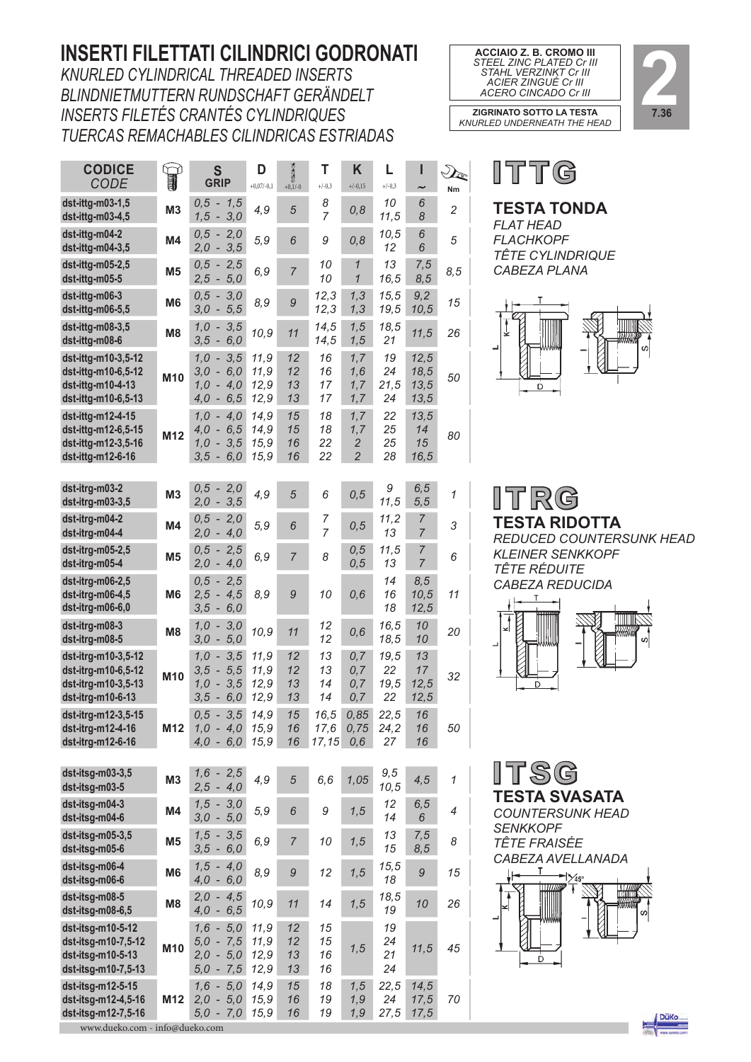# INSERTI FILETTATI CILINDRICI GODRONATI

*KNURLED CYLINDRICAL THREADED INSERTS*
*BLINDNIETMUTTERN RUNDSCHAFT GERÄNDELT*
*INSERTS FILETÉS CRANTÉS CYLINDRIQUES*
*TUERCAS REMACHABLES CILINDRICAS ESTRIADAS*

**ACCIAIO Z. B. CROMO III**
*STEEL ZINC PLATED Cr III*
*STAHL VERZINKT Cr III*
*ACIER ZINGUÉ Cr III*
*ACERO CINCADO Cr III*

**ZIGRINATO SOTTO LA TESTA**
*KNURLED UNDERNEATH THE HEAD*

**2**
7.36

## ITTG

**TESTA TONDA**
*FLAT HEAD*
*FLACHKOPF*
*TÊTE CYLINDRIQUE*
*CABEZA PLANA*

| CODICE *CODE* | | S GRIP | D +0,07/-0,1 | +0,1/-0 | T +/-0,3 | K +/-0,15 | L +/-0,3 | l ~ | Nm |
|---|---|---|---|---|---|---|---|---|---|
| dst-ittg-m03-1,5 | M3 | 0,5 - 1,5 | 4,9 | 5 | 8 | 0,8 | 10 | 6 | 2 |
| dst-ittg-m03-4,5 | | 1,5 - 3,0 | | | 7 | | 11,5 | 8 | |
| dst-ittg-m04-2 | M4 | 0,5 - 2,0 | 5,9 | 6 | 9 | 0,8 | 10,5 | 6 | 5 |
| dst-ittg-m04-3,5 | | 2,0 - 3,5 | | | | | 12 | 6 | |
| dst-ittg-m05-2,5 | M5 | 0,5 - 2,5 | 6,9 | 7 | 10 | 1 | 13 | 7,5 | 8,5 |
| dst-ittg-m05-5 | | 2,5 - 5,0 | | | 10 | 1 | 16,5 | 8,5 | |
| dst-ittg-m06-3 | M6 | 0,5 - 3,0 | 8,9 | 9 | 12,3 | 1,3 | 15,5 | 9,2 | 15 |
| dst-ittg-m06-5,5 | | 3,0 - 5,5 | | | 12,3 | 1,3 | 19,5 | 10,5 | |
| dst-ittg-m08-3,5 | M8 | 1,0 - 3,5 | 10,9 | 11 | 14,5 | 1,5 | 18,5 | 11,5 | 26 |
| dst-ittg-m08-6 | | 3,5 - 6,0 | | | 14,5 | 1,5 | 21 | | |
| dst-ittg-m10-3,5-12 | M10 | 1,0 - 3,5 | 11,9 | 12 | 16 | 1,7 | 19 | 12,5 | 50 |
| dst-ittg-m10-6,5-12 | | 3,0 - 6,0 | 11,9 | 12 | 16 | 1,6 | 24 | 18,5 | |
| dst-ittg-m10-4-13 | | 1,0 - 4,0 | 12,9 | 13 | 17 | 1,7 | 21,5 | 13,5 | |
| dst-ittg-m10-6,5-13 | | 4,0 - 6,5 | 12,9 | 13 | 17 | 1,7 | 24 | 13,5 | |
| dst-ittg-m12-4-15 | M12 | 1,0 - 4,0 | 14,9 | 15 | 18 | 1,7 | 22 | 13,5 | 80 |
| dst-ittg-m12-6,5-15 | | 4,0 - 6,5 | 14,9 | 15 | 18 | 1,7 | 25 | 14 | |
| dst-ittg-m12-3,5-16 | | 1,0 - 3,5 | 15,9 | 16 | 22 | 2 | 25 | 15 | |
| dst-ittg-m12-6-16 | | 3,5 - 6,0 | 15,9 | 16 | 22 | 2 | 28 | 16,5 | |

## ITRG

**TESTA RIDOTTA**
*REDUCED COUNTERSUNK HEAD*
*KLEINER SENKKOPF*
*TÊTE RÉDUITE*
*CABEZA REDUCIDA*

| CODICE *CODE* | | S GRIP | D +0,07/-0,1 | +0,1/-0 | T +/-0,3 | K +/-0,15 | L +/-0,3 | l ~ | Nm |
|---|---|---|---|---|---|---|---|---|---|
| dst-itrg-m03-2 | M3 | 0,5 - 2,0 | 4,9 | 5 | 6 | 0,5 | 9 | 6,5 | 1 |
| dst-itrg-m03-3,5 | | 2,0 - 3,5 | | | | | 11,5 | 5,5 | |
| dst-itrg-m04-2 | M4 | 0,5 - 2,0 | 5,9 | 6 | 7 | 0,5 | 11,2 | 7 | 3 |
| dst-itrg-m04-4 | | 2,0 - 4,0 | | | 7 | | 13 | 7 | |
| dst-itrg-m05-2,5 | M5 | 0,5 - 2,5 | 6,9 | 7 | 8 | 0,5 | 11,5 | 7 | 6 |
| dst-itrg-m05-4 | | 2,0 - 4,0 | | | | 0,5 | 13 | 7 | |
| dst-itrg-m06-2,5 | M6 | 0,5 - 2,5 | 8,9 | 9 | 10 | 0,6 | 14 | 8,5 | 11 |
| dst-itrg-m06-4,5 | | 2,5 - 4,5 | | | | | 16 | 10,5 | |
| dst-itrg-m06-6,0 | | 3,5 - 6,0 | | | | | 18 | 12,5 | |
| dst-itrg-m08-3 | M8 | 1,0 - 3,0 | 10,9 | 11 | 12 | 0,6 | 16,5 | 10 | 20 |
| dst-itrg-m08-5 | | 3,0 - 5,0 | | | 12 | | 18,5 | 10 | |
| dst-itrg-m10-3,5-12 | M10 | 1,0 - 3,5 | 11,9 | 12 | 13 | 0,7 | 19,5 | 13 | 32 |
| dst-itrg-m10-6,5-12 | | 3,5 - 5,5 | 11,9 | 12 | 13 | 0,7 | 22 | 17 | |
| dst-itrg-m10-3,5-13 | | 1,0 - 3,5 | 12,9 | 13 | 14 | 0,7 | 19,5 | 12,5 | |
| dst-itrg-m10-6-13 | | 3,5 - 6,0 | 12,9 | 13 | 14 | 0,7 | 22 | 12,5 | |
| dst-itrg-m12-3,5-15 | M12 | 0,5 - 3,5 | 14,9 | 15 | 16,5 | 0,85 | 22,5 | 16 | 50 |
| dst-itrg-m12-4-16 | | 1,0 - 4,0 | 15,9 | 16 | 17,6 | 0,75 | 24,2 | 16 | |
| dst-itrg-m12-6-16 | | 4,0 - 6,0 | 15,9 | 16 | 17,15 | 0,6 | 27 | 16 | |

## ITSG

**TESTA SVASATA**
*COUNTERSUNK HEAD*
*SENKKOPF*
*TÊTE FRAISÉE*
*CABEZA AVELLANADA*

| CODICE *CODE* | | S GRIP | D +0,07/-0,1 | +0,1/-0 | T +/-0,3 | K +/-0,15 | L +/-0,3 | l ~ | Nm |
|---|---|---|---|---|---|---|---|---|---|
| dst-itsg-m03-3,5 | M3 | 1,6 - 2,5 | 4,9 | 5 | 6,6 | 1,05 | 9,5 | 4,5 | 1 |
| dst-itsg-m03-5 | | 2,5 - 4,0 | | | | | 10,5 | | |
| dst-itsg-m04-3 | M4 | 1,5 - 3,0 | 5,9 | 6 | 9 | 1,5 | 12 | 6,5 | 4 |
| dst-itsg-m04-6 | | 3,0 - 5,0 | | | | | 14 | 6 | |
| dst-itsg-m05-3,5 | M5 | 1,5 - 3,5 | 6,9 | 7 | 10 | 1,5 | 13 | 7,5 | 8 |
| dst-itsg-m05-6 | | 3,5 - 6,0 | | | | | 15 | 8,5 | |
| dst-itsg-m06-4 | M6 | 1,5 - 4,0 | 8,9 | 9 | 12 | 1,5 | 15,5 | 9 | 15 |
| dst-itsg-m06-6 | | 4,0 - 6,0 | | | | | 18 | | |
| dst-itsg-m08-5 | M8 | 2,0 - 4,5 | 10,9 | 11 | 14 | 1,5 | 18,5 | 10 | 26 |
| dst-itsg-m08-6,5 | | 4,0 - 6,5 | | | | | 19 | | |
| dst-itsg-m10-5-12 | M10 | 1,6 - 5,0 | 11,9 | 12 | 15 | 1,5 | 19 | 11,5 | 45 |
| dst-itsg-m10-7,5-12 | | 5,0 - 7,5 | 11,9 | 12 | 15 | | 24 | | |
| dst-itsg-m10-5-13 | | 2,0 - 5,0 | 12,9 | 13 | 16 | | 21 | | |
| dst-itsg-m10-7,5-13 | | 5,0 - 7,5 | 12,9 | 13 | 16 | | 24 | | |
| dst-itsg-m12-5-15 | M12 | 1,6 - 5,0 | 14,9 | 15 | 18 | 1,5 | 22,5 | 14,5 | 70 |
| dst-itsg-m12-4,5-16 | | 2,0 - 5,0 | 15,9 | 16 | 19 | 1,9 | 24 | 17,5 | |
| dst-itsg-m12-7,5-16 | | 5,0 - 7,0 | 15,9 | 16 | 19 | 1,9 | 27,5 | 17,5 | |

www.dueko.com - info@dueko.com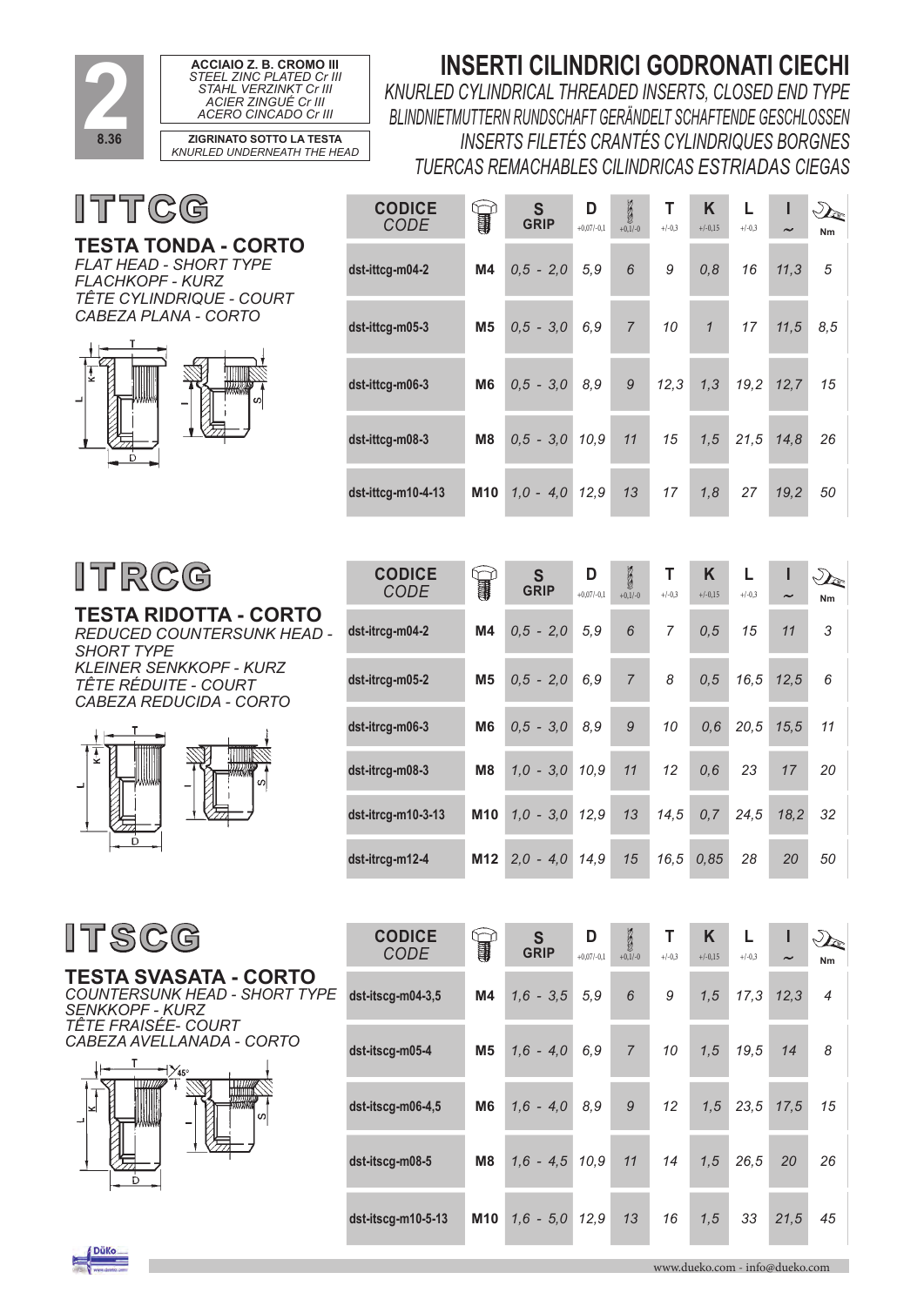**2**

8.36

**ACCIAIO Z. B. CROMO III**
*STEEL ZINC PLATED Cr III*
*STAHL VERZINKT Cr III*
*ACIER ZINGUÉ Cr III*
*ACERO CINCADO Cr III*

**ZIGRINATO SOTTO LA TESTA**
*KNURLED UNDERNEATH THE HEAD*

# INSERTI CILINDRICI GODRONATI CIECHI

*KNURLED CYLINDRICAL THREADED INSERTS, CLOSED END TYPE*
*BLINDNIETMUTTERN RUNDSCHAFT GERÄNDELT SCHAFTENDE GESCHLOSSEN*
*INSERTS FILETÉS CRANTÉS CYLINDRIQUES BORGNES*
*TUERCAS REMACHABLES CILINDRICAS ESTRIADAS CIEGAS*

## ITTCG

**TESTA TONDA - CORTO**
*FLAT HEAD - SHORT TYPE*
*FLACHKOPF - KURZ*
*TÊTE CYLINDRIQUE - COURT*
*CABEZA PLANA - CORTO*

| CODICE *CODE* | | S GRIP | D +0,07/-0,1 | +0,1/-0 | T +/-0,3 | K +/-0,15 | L +/-0,3 | I ~ | Nm |
|---|---|---|---|---|---|---|---|---|---|
| dst-ittcg-m04-2 | M4 | 0,5 - 2,0 | 5,9 | 6 | 9 | 0,8 | 16 | 11,3 | 5 |
| dst-ittcg-m05-3 | M5 | 0,5 - 3,0 | 6,9 | 7 | 10 | 1 | 17 | 11,5 | 8,5 |
| dst-ittcg-m06-3 | M6 | 0,5 - 3,0 | 8,9 | 9 | 12,3 | 1,3 | 19,2 | 12,7 | 15 |
| dst-ittcg-m08-3 | M8 | 0,5 - 3,0 | 10,9 | 11 | 15 | 1,5 | 21,5 | 14,8 | 26 |
| dst-ittcg-m10-4-13 | M10 | 1,0 - 4,0 | 12,9 | 13 | 17 | 1,8 | 27 | 19,2 | 50 |

## ITRCG

**TESTA RIDOTTA - CORTO**
*REDUCED COUNTERSUNK HEAD - SHORT TYPE*
*KLEINER SENKKOPF - KURZ*
*TÊTE RÉDUITE - COURT*
*CABEZA REDUCIDA - CORTO*

| CODICE *CODE* | | S GRIP | D +0,07/-0,1 | +0,1/-0 | T +/-0,3 | K +/-0,15 | L +/-0,3 | I ~ | Nm |
|---|---|---|---|---|---|---|---|---|---|
| dst-itrcg-m04-2 | M4 | 0,5 - 2,0 | 5,9 | 6 | 7 | 0,5 | 15 | 11 | 3 |
| dst-itrcg-m05-2 | M5 | 0,5 - 2,0 | 6,9 | 7 | 8 | 0,5 | 16,5 | 12,5 | 6 |
| dst-itrcg-m06-3 | M6 | 0,5 - 3,0 | 8,9 | 9 | 10 | 0,6 | 20,5 | 15,5 | 11 |
| dst-itrcg-m08-3 | M8 | 1,0 - 3,0 | 10,9 | 11 | 12 | 0,6 | 23 | 17 | 20 |
| dst-itrcg-m10-3-13 | M10 | 1,0 - 3,0 | 12,9 | 13 | 14,5 | 0,7 | 24,5 | 18,2 | 32 |
| dst-itrcg-m12-4 | M12 | 2,0 - 4,0 | 14,9 | 15 | 16,5 | 0,85 | 28 | 20 | 50 |

## ITSCG

**TESTA SVASATA - CORTO**
*COUNTERSUNK HEAD - SHORT TYPE*
*SENKKOPF - KURZ*
*TÊTE FRAISÉE- COURT*
*CABEZA AVELLANADA - CORTO*

| CODICE *CODE* | | S GRIP | D +0,07/-0,1 | +0,1/-0 | T +/-0,3 | K +/-0,15 | L +/-0,3 | I ~ | Nm |
|---|---|---|---|---|---|---|---|---|---|
| dst-itscg-m04-3,5 | M4 | 1,6 - 3,5 | 5,9 | 6 | 9 | 1,5 | 17,3 | 12,3 | 4 |
| dst-itscg-m05-4 | M5 | 1,6 - 4,0 | 6,9 | 7 | 10 | 1,5 | 19,5 | 14 | 8 |
| dst-itscg-m06-4,5 | M6 | 1,6 - 4,0 | 8,9 | 9 | 12 | 1,5 | 23,5 | 17,5 | 15 |
| dst-itscg-m08-5 | M8 | 1,6 - 4,5 | 10,9 | 11 | 14 | 1,5 | 26,5 | 20 | 26 |
| dst-itscg-m10-5-13 | M10 | 1,6 - 5,0 | 12,9 | 13 | 16 | 1,5 | 33 | 21,5 | 45 |

www.dueko.com - info@dueko.com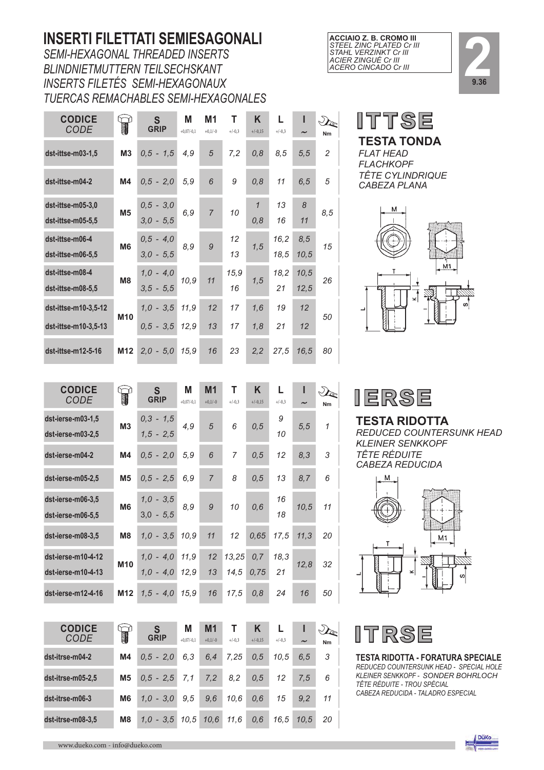# INSERTI FILETTATI SEMIESAGONALI

*SEMI-HEXAGONAL THREADED INSERTS*
*BLINDNIETMUTTERN TEILSECHSKANT*
*INSERTS FILETÉS SEMI-HEXAGONAUX*
*TUERCAS REMACHABLES SEMI-HEXAGONALES*

**ACCIAIO Z. B. CROMO III**
*STEEL ZINC PLATED Cr III*
*STAHL VERZINKT Cr III*
*ACIER ZINGUÉ Cr III*
*ACERO CINCADO Cr III*

**2**
**9.36**

## ITTSE

**TESTA TONDA**
*FLAT HEAD*
*FLACHKOPF*
*TÊTE CYLINDRIQUE*
*CABEZA PLANA*

| CODICE *CODE* | | S GRIP | M +0,07/-0,1 | M1 +0,1/-0 | T +/-0,3 | K +/-0,15 | L +/-0,3 | I ~ | Nm |
|---|---|---|---|---|---|---|---|---|---|
| dst-ittse-m03-1,5 | M3 | 0,5 - 1,5 | 4,9 | 5 | 7,2 | 0,8 | 8,5 | 5,5 | 2 |
| dst-ittse-m04-2 | M4 | 0,5 - 2,0 | 5,9 | 6 | 9 | 0,8 | 11 | 6,5 | 5 |
| dst-ittse-m05-3,0 | M5 | 0,5 - 3,0 | 6,9 | 7 | 10 | 1 | 13 | 8 | 8,5 |
| dst-ittse-m05-5,5 | | 3,0 - 5,5 | | | | 0,8 | 16 | 11 | |
| dst-ittse-m06-4 | M6 | 0,5 - 4,0 | 8,9 | 9 | 12 | 1,5 | 16,2 | 8,5 | 15 |
| dst-ittse-m06-5,5 | | 3,0 - 5,5 | | | 13 | | 18,5 | 10,5 | |
| dst-ittse-m08-4 | M8 | 1,0 - 4,0 | 10,9 | 11 | 15,9 | 1,5 | 18,2 | 10,5 | 26 |
| dst-ittse-m08-5,5 | | 3,5 - 5,5 | | | 16 | | 21 | 12,5 | |
| dst-ittse-m10-3,5-12 | M10 | 1,0 - 3,5 | 11,9 | 12 | 17 | 1,6 | 19 | 12 | 50 |
| dst-ittse-m10-3,5-13 | | 0,5 - 3,5 | 12,9 | 13 | 17 | 1,8 | 21 | 12 | |
| dst-ittse-m12-5-16 | M12 | 2,0 - 5,0 | 15,9 | 16 | 23 | 2,2 | 27,5 | 16,5 | 80 |

## IERSE

**TESTA RIDOTTA**
*REDUCED COUNTERSUNK HEAD*
*KLEINER SENKKOPF*
*TÊTE RÉDUITE*
*CABEZA REDUCIDA*

| CODICE *CODE* | | S GRIP | M +0,07/-0,1 | M1 +0,1/-0 | T +/-0,3 | K +/-0,15 | L +/-0,3 | I ~ | Nm |
|---|---|---|---|---|---|---|---|---|---|
| dst-ierse-m03-1,5 | M3 | 0,3 - 1,5 | 4,9 | 5 | 6 | 0,5 | 9 | 5,5 | 1 |
| dst-ierse-m03-2,5 | | 1,5 - 2,5 | | | | | 10 | | |
| dst-ierse-m04-2 | M4 | 0,5 - 2,0 | 5,9 | 6 | 7 | 0,5 | 12 | 8,3 | 3 |
| dst-ierse-m05-2,5 | M5 | 0,5 - 2,5 | 6,9 | 7 | 8 | 0,5 | 13 | 8,7 | 6 |
| dst-ierse-m06-3,5 | M6 | 1,0 - 3,5 | 8,9 | 9 | 10 | 0,6 | 16 | 10,5 | 11 |
| dst-ierse-m06-5,5 | | 3,0 - 5,5 | | | | | 18 | | |
| dst-ierse-m08-3,5 | M8 | 1,0 - 3,5 | 10,9 | 11 | 12 | 0,65 | 17,5 | 11,3 | 20 |
| dst-ierse-m10-4-12 | M10 | 1,0 - 4,0 | 11,9 | 12 | 13,25 | 0,7 | 18,3 | 12,8 | 32 |
| dst-ierse-m10-4-13 | | 1,0 - 4,0 | 12,9 | 13 | 14,5 | 0,75 | 21 | | |
| dst-ierse-m12-4-16 | M12 | 1,5 - 4,0 | 15,9 | 16 | 17,5 | 0,8 | 24 | 16 | 50 |

## ITRSE

**TESTA RIDOTTA - FORATURA SPECIALE**
*REDUCED COUNTERSUNK HEAD - SPECIAL HOLE*
*KLEINER SENKKOPF - SONDER BOHRLOCH*
*TÊTE RÉDUITE - TROU SPÉCIAL*
*CABEZA REDUCIDA - TALADRO ESPECIAL*

| CODICE *CODE* | | S GRIP | M +0,07/-0,1 | M1 +0,1/-0 | T +/-0,3 | K +/-0,15 | L +/-0,3 | I ~ | Nm |
|---|---|---|---|---|---|---|---|---|---|
| dst-itrse-m04-2 | M4 | 0,5 - 2,0 | 6,3 | 6,4 | 7,25 | 0,5 | 10,5 | 6,5 | 3 |
| dst-itrse-m05-2,5 | M5 | 0,5 - 2,5 | 7,1 | 7,2 | 8,2 | 0,5 | 12 | 7,5 | 6 |
| dst-itrse-m06-3 | M6 | 1,0 - 3,0 | 9,5 | 9,6 | 10,6 | 0,6 | 15 | 9,2 | 11 |
| dst-itrse-m08-3,5 | M8 | 1,0 - 3,5 | 10,5 | 10,6 | 11,6 | 0,6 | 16,5 | 10,5 | 20 |

www.dueko.com - info@dueko.com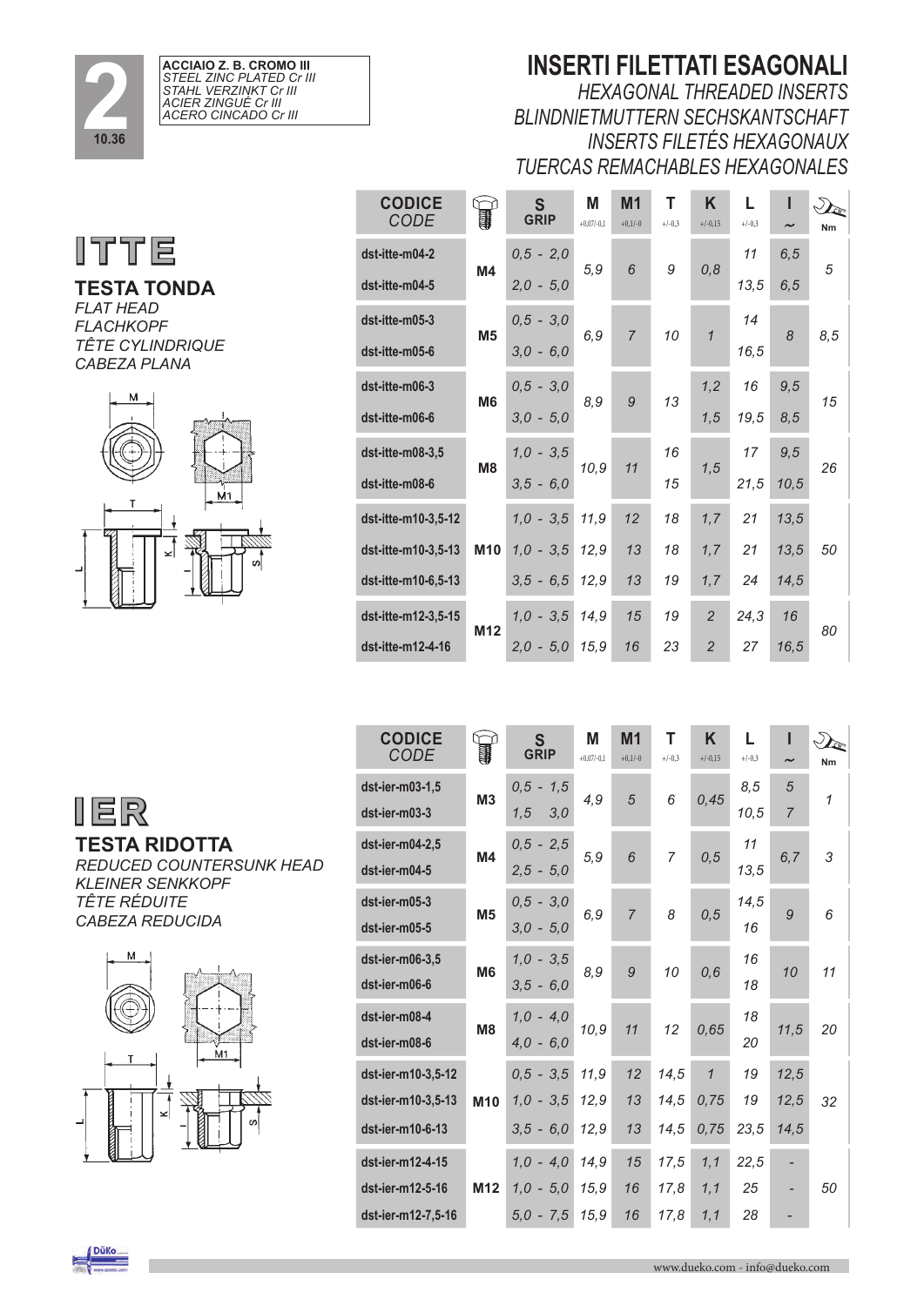**ACCIAIO Z. B. CROMO III**
*STEEL ZINC PLATED Cr III*
*STAHL VERZINKT Cr III*
*ACIER ZINGUÉ Cr III*
*ACERO CINCADO Cr III*

# INSERTI FILETTATI ESAGONALI

*HEXAGONAL THREADED INSERTS*
*BLINDNIETMUTTERN SECHSKANTSCHAFT*
*INSERTS FILETÉS HEXAGONAUX*
*TUERCAS REMACHABLES HEXAGONALES*

## ITTE

**TESTA TONDA**
*FLAT HEAD*
*FLACHKOPF*
*TÊTE CYLINDRIQUE*
*CABEZA PLANA*

| CODICE *CODE* | | S GRIP | M +0,07/-0,1 | M1 +0,1/-0 | T +/-0,3 | K +/-0,15 | L +/-0,3 | l ~ | Nm |
|---|---|---|---|---|---|---|---|---|---|
| dst-itte-m04-2 | M4 | 0,5 - 2,0 | 5,9 | 6 | 9 | 0,8 | 11 | 6,5 | 5 |
| dst-itte-m04-5 | | 2,0 - 5,0 | | | | | 13,5 | 6,5 | |
| dst-itte-m05-3 | M5 | 0,5 - 3,0 | 6,9 | 7 | 10 | 1 | 14 | 8 | 8,5 |
| dst-itte-m05-6 | | 3,0 - 6,0 | | | | | 16,5 | | |
| dst-itte-m06-3 | M6 | 0,5 - 3,0 | 8,9 | 9 | 13 | 1,2 | 16 | 9,5 | 15 |
| dst-itte-m06-6 | | 3,0 - 5,0 | | | | 1,5 | 19,5 | 8,5 | |
| dst-itte-m08-3,5 | M8 | 1,0 - 3,5 | 10,9 | 11 | 16 | 1,5 | 17 | 9,5 | 26 |
| dst-itte-m08-6 | | 3,5 - 6,0 | | | 15 | | 21,5 | 10,5 | |
| dst-itte-m10-3,5-12 | M10 | 1,0 - 3,5 | 11,9 | 12 | 18 | 1,7 | 21 | 13,5 | 50 |
| dst-itte-m10-3,5-13 | | 1,0 - 3,5 | 12,9 | 13 | 18 | 1,7 | 21 | 13,5 | |
| dst-itte-m10-6,5-13 | | 3,5 - 6,5 | 12,9 | 13 | 19 | 1,7 | 24 | 14,5 | |
| dst-itte-m12-3,5-15 | M12 | 1,0 - 3,5 | 14,9 | 15 | 19 | 2 | 24,3 | 16 | 80 |
| dst-itte-m12-4-16 | | 2,0 - 5,0 | 15,9 | 16 | 23 | 2 | 27 | 16,5 | |

## IER

**TESTA RIDOTTA**
*REDUCED COUNTERSUNK HEAD*
*KLEINER SENKKOPF*
*TÊTE RÉDUITE*
*CABEZA REDUCIDA*

| CODICE *CODE* | | S GRIP | M +0,07/-0,1 | M1 +0,1/-0 | T +/-0,3 | K +/-0,15 | L +/-0,3 | l ~ | Nm |
|---|---|---|---|---|---|---|---|---|---|
| dst-ier-m03-1,5 | M3 | 0,5 - 1,5 | 4,9 | 5 | 6 | 0,45 | 8,5 | 5 | 1 |
| dst-ier-m03-3 | | 1,5 3,0 | | | | | 10,5 | 7 | |
| dst-ier-m04-2,5 | M4 | 0,5 - 2,5 | 5,9 | 6 | 7 | 0,5 | 11 | 6,7 | 3 |
| dst-ier-m04-5 | | 2,5 - 5,0 | | | | | 13,5 | | |
| dst-ier-m05-3 | M5 | 0,5 - 3,0 | 6,9 | 7 | 8 | 0,5 | 14,5 | 9 | 6 |
| dst-ier-m05-5 | | 3,0 - 5,0 | | | | | 16 | | |
| dst-ier-m06-3,5 | M6 | 1,0 - 3,5 | 8,9 | 9 | 10 | 0,6 | 16 | 10 | 11 |
| dst-ier-m06-6 | | 3,5 - 6,0 | | | | | 18 | | |
| dst-ier-m08-4 | M8 | 1,0 - 4,0 | 10,9 | 11 | 12 | 0,65 | 18 | 11,5 | 20 |
| dst-ier-m08-6 | | 4,0 - 6,0 | | | | | 20 | | |
| dst-ier-m10-3,5-12 | M10 | 0,5 - 3,5 | 11,9 | 12 | 14,5 | 1 | 19 | 12,5 | 32 |
| dst-ier-m10-3,5-13 | | 1,0 - 3,5 | 12,9 | 13 | 14,5 | 0,75 | 19 | 12,5 | |
| dst-ier-m10-6-13 | | 3,5 - 6,0 | 12,9 | 13 | 14,5 | 0,75 | 23,5 | 14,5 | |
| dst-ier-m12-4-15 | M12 | 1,0 - 4,0 | 14,9 | 15 | 17,5 | 1,1 | 22,5 | - | 50 |
| dst-ier-m12-5-16 | | 1,0 - 5,0 | 15,9 | 16 | 17,8 | 1,1 | 25 | - | |
| dst-ier-m12-7,5-16 | | 5,0 - 7,5 | 15,9 | 16 | 17,8 | 1,1 | 28 | - | |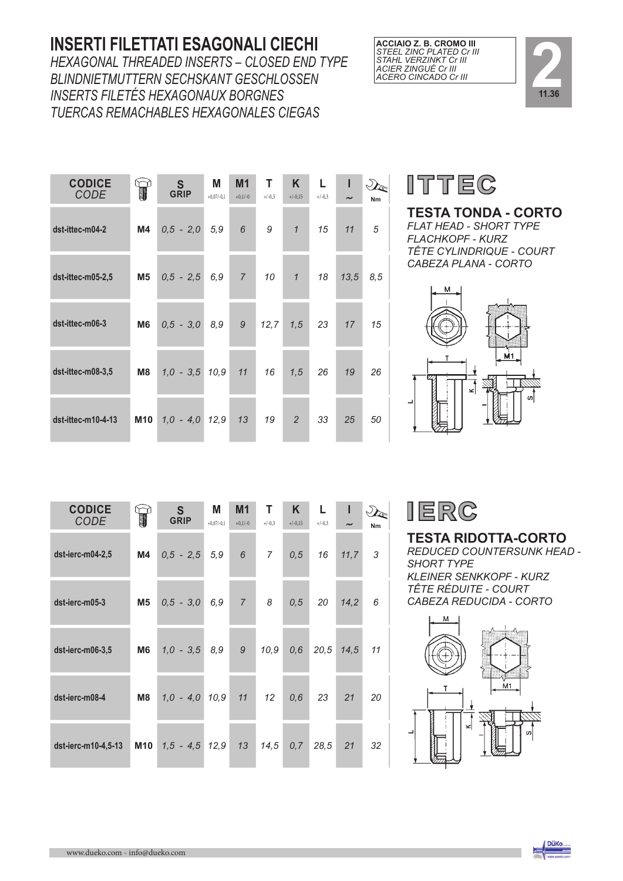# INSERTI FILETTATI ESAGONALI CIECHI

*HEXAGONAL THREADED INSERTS – CLOSED END TYPE*
*BLINDNIETMUTTERN SECHSKANT GESCHLOSSEN*
*INSERTS FILETÉS HEXAGONAUX BORGNES*
*TUERCAS REMACHABLES HEXAGONALES CIEGAS*

**ACCIAIO Z. B. CROMO III**
*STEEL ZINC PLATED Cr III*
*STAHL VERZINKT Cr III*
*ACIER ZINGUÉ Cr III*
*ACERO CINCADO Cr III*

**2** 11.36

## ITTEC

### TESTA TONDA - CORTO

*FLAT HEAD - SHORT TYPE*
*FLACHKOPF - KURZ*
*TÊTE CYLINDRIQUE - COURT*
*CABEZA PLANA - CORTO*

| CODICE *CODE* | | S GRIP | M +0,07/-0,1 | M1 +0,1/-0 | T +/-0,3 | K +/-0,15 | L +/-0,3 | l ~ | Nm |
|---|---|---|---|---|---|---|---|---|---|
| dst-ittec-m04-2 | M4 | 0,5 - 2,0 | 5,9 | 6 | 9 | 1 | 15 | 11 | 5 |
| dst-ittec-m05-2,5 | M5 | 0,5 - 2,5 | 6,9 | 7 | 10 | 1 | 18 | 13,5 | 8,5 |
| dst-ittec-m06-3 | M6 | 0,5 - 3,0 | 8,9 | 9 | 12,7 | 1,5 | 23 | 17 | 15 |
| dst-ittec-m08-3,5 | M8 | 1,0 - 3,5 | 10,9 | 11 | 16 | 1,5 | 26 | 19 | 26 |
| dst-ittec-m10-4-13 | M10 | 1,0 - 4,0 | 12,9 | 13 | 19 | 2 | 33 | 25 | 50 |

## IERC

### TESTA RIDOTTA-CORTO

*REDUCED COUNTERSUNK HEAD - SHORT TYPE*
*KLEINER SENKKOPF - KURZ*
*TÊTE RÉDUITE - COURT*
*CABEZA REDUCIDA - CORTO*

| CODICE *CODE* | | S GRIP | M +0,07/-0,1 | M1 +0,1/-0 | T +/-0,3 | K +/-0,15 | L +/-0,3 | l ~ | Nm |
|---|---|---|---|---|---|---|---|---|---|
| dst-ierc-m04-2,5 | M4 | 0,5 - 2,5 | 5,9 | 6 | 7 | 0,5 | 16 | 11,7 | 3 |
| dst-ierc-m05-3 | M5 | 0,5 - 3,0 | 6,9 | 7 | 8 | 0,5 | 20 | 14,2 | 6 |
| dst-ierc-m06-3,5 | M6 | 1,0 - 3,5 | 8,9 | 9 | 10,9 | 0,6 | 20,5 | 14,5 | 11 |
| dst-ierc-m08-4 | M8 | 1,0 - 4,0 | 10,9 | 11 | 12 | 0,6 | 23 | 21 | 20 |
| dst-ierc-m10-4,5-13 | M10 | 1,5 - 4,5 | 12,9 | 13 | 14,5 | 0,7 | 28,5 | 21 | 32 |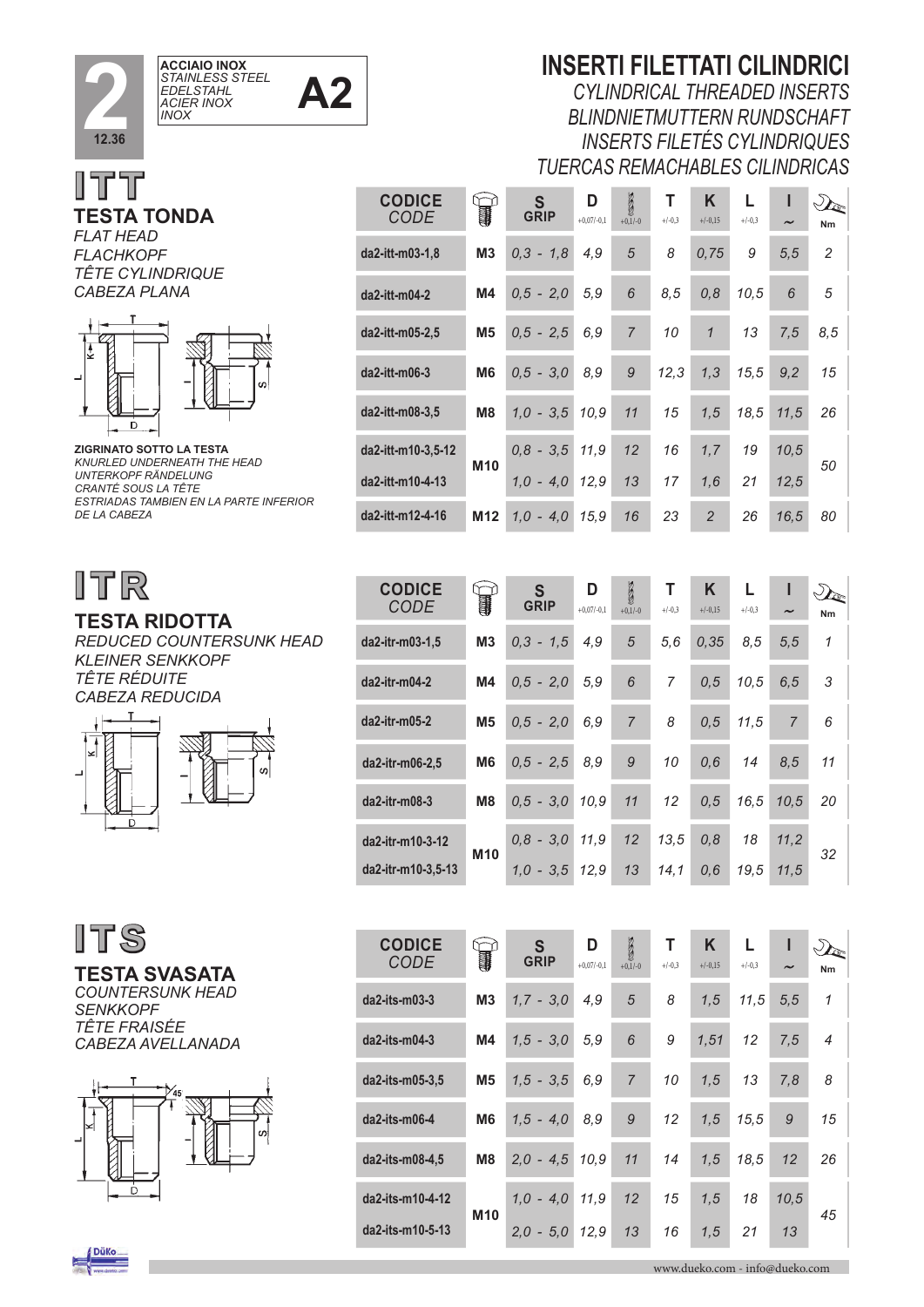**2**

12.36

**ACCIAIO INOX**
*STAINLESS STEEL*
*EDELSTAHL*
*ACIER INOX*
*INOX*

**A2**

# INSERTI FILETTATI CILINDRICI

*CYLINDRICAL THREADED INSERTS*
*BLINDNIETMUTTERN RUNDSCHAFT*
*INSERTS FILETÉS CYLINDRIQUES*
*TUERCAS REMACHABLES CILINDRICAS*

## ITT

**TESTA TONDA**
*FLAT HEAD*
*FLACHKOPF*
*TÊTE CYLINDRIQUE*
*CABEZA PLANA*

**ZIGRINATO SOTTO LA TESTA**
*KNURLED UNDERNEATH THE HEAD*
*UNTERKOPF RÄNDELUNG*
*CRANTÉ SOUS LA TÊTE*
*ESTRIADAS TAMBIEN EN LA PARTE INFERIOR DE LA CABEZA*

| CODICE *CODE* | | S GRIP | D +0,07/-0,1 | +0,1/-0 | T +/-0,3 | K +/-0,15 | L +/-0,3 | I ~ | Nm |
|---|---|---|---|---|---|---|---|---|---|
| da2-itt-m03-1,8 | M3 | 0,3 - 1,8 | 4,9 | 5 | 8 | 0,75 | 9 | 5,5 | 2 |
| da2-itt-m04-2 | M4 | 0,5 - 2,0 | 5,9 | 6 | 8,5 | 0,8 | 10,5 | 6 | 5 |
| da2-itt-m05-2,5 | M5 | 0,5 - 2,5 | 6,9 | 7 | 10 | 1 | 13 | 7,5 | 8,5 |
| da2-itt-m06-3 | M6 | 0,5 - 3,0 | 8,9 | 9 | 12,3 | 1,3 | 15,5 | 9,2 | 15 |
| da2-itt-m08-3,5 | M8 | 1,0 - 3,5 | 10,9 | 11 | 15 | 1,5 | 18,5 | 11,5 | 26 |
| da2-itt-m10-3,5-12 | M10 | 0,8 - 3,5 | 11,9 | 12 | 16 | 1,7 | 19 | 10,5 | 50 |
| da2-itt-m10-4-13 | M10 | 1,0 - 4,0 | 12,9 | 13 | 17 | 1,6 | 21 | 12,5 | 50 |
| da2-itt-m12-4-16 | M12 | 1,0 - 4,0 | 15,9 | 16 | 23 | 2 | 26 | 16,5 | 80 |

## ITR

**TESTA RIDOTTA**
*REDUCED COUNTERSUNK HEAD*
*KLEINER SENKKOPF*
*TÊTE RÉDUITE*
*CABEZA REDUCIDA*

| CODICE *CODE* | | S GRIP | D +0,07/-0,1 | +0,1/-0 | T +/-0,3 | K +/-0,15 | L +/-0,3 | I ~ | Nm |
|---|---|---|---|---|---|---|---|---|---|
| da2-itr-m03-1,5 | M3 | 0,3 - 1,5 | 4,9 | 5 | 5,6 | 0,35 | 8,5 | 5,5 | 1 |
| da2-itr-m04-2 | M4 | 0,5 - 2,0 | 5,9 | 6 | 7 | 0,5 | 10,5 | 6,5 | 3 |
| da2-itr-m05-2 | M5 | 0,5 - 2,0 | 6,9 | 7 | 8 | 0,5 | 11,5 | 7 | 6 |
| da2-itr-m06-2,5 | M6 | 0,5 - 2,5 | 8,9 | 9 | 10 | 0,6 | 14 | 8,5 | 11 |
| da2-itr-m08-3 | M8 | 0,5 - 3,0 | 10,9 | 11 | 12 | 0,5 | 16,5 | 10,5 | 20 |
| da2-itr-m10-3-12 | M10 | 0,8 - 3,0 | 11,9 | 12 | 13,5 | 0,8 | 18 | 11,2 | 32 |
| da2-itr-m10-3,5-13 | M10 | 1,0 - 3,5 | 12,9 | 13 | 14,1 | 0,6 | 19,5 | 11,5 | 32 |

## ITS

**TESTA SVASATA**
*COUNTERSUNK HEAD*
*SENKKOPF*
*TÊTE FRAISÉE*
*CABEZA AVELLANADA*

| CODICE *CODE* | | S GRIP | D +0,07/-0,1 | +0,1/-0 | T +/-0,3 | K +/-0,15 | L +/-0,3 | I ~ | Nm |
|---|---|---|---|---|---|---|---|---|---|
| da2-its-m03-3 | M3 | 1,7 - 3,0 | 4,9 | 5 | 8 | 1,5 | 11,5 | 5,5 | 1 |
| da2-its-m04-3 | M4 | 1,5 - 3,0 | 5,9 | 6 | 9 | 1,51 | 12 | 7,5 | 4 |
| da2-its-m05-3,5 | M5 | 1,5 - 3,5 | 6,9 | 7 | 10 | 1,5 | 13 | 7,8 | 8 |
| da2-its-m06-4 | M6 | 1,5 - 4,0 | 8,9 | 9 | 12 | 1,5 | 15,5 | 9 | 15 |
| da2-its-m08-4,5 | M8 | 2,0 - 4,5 | 10,9 | 11 | 14 | 1,5 | 18,5 | 12 | 26 |
| da2-its-m10-4-12 | M10 | 1,0 - 4,0 | 11,9 | 12 | 15 | 1,5 | 18 | 10,5 | 45 |
| da2-its-m10-5-13 | M10 | 2,0 - 5,0 | 12,9 | 13 | 16 | 1,5 | 21 | 13 | 45 |

www.dueko.com - info@dueko.com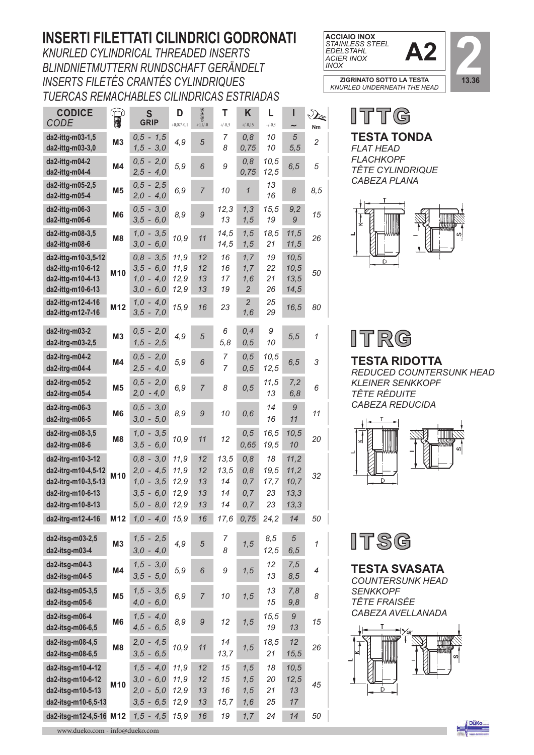# INSERTI FILETTATI CILINDRICI GODRONATI

*KNURLED CYLINDRICAL THREADED INSERTS*
*BLINDNIETMUTTERN RUNDSCHAFT GERÄNDELT*
*INSERTS FILETÉS CRANTÉS CYLINDRIQUES*
*TUERCAS REMACHABLES CILINDRICAS ESTRIADAS*

**ACCIAIO INOX** *STAINLESS STEEL EDELSTAHL ACIER INOX INOX* **A2**

**ZIGRINATO SOTTO LA TESTA** *KNURLED UNDERNEATH THE HEAD*

**2** 13.36

## ITTG

**TESTA TONDA**
*FLAT HEAD*
*FLACHKOPF*
*TÊTE CYLINDRIQUE*
*CABEZA PLANA*

| CODICE *CODE* | | S GRIP | D +0,07/-0,1 | +0,1/-0 | T +/-0,3 | K +/-0,15 | L +/-0,3 | l ~ | Nm |
|---|---|---|---|---|---|---|---|---|---|
| da2-ittg-m03-1,5 | M3 | 0,5 - 1,5 | 4,9 | 5 | 7 | 0,8 | 10 | 5 | 2 |
| da2-ittg-m03-3,0 | | 1,5 - 3,0 | | | 8 | 0,75 | 10 | 5,5 | |
| da2-ittg-m04-2 | M4 | 0,5 - 2,0 | 5,9 | 6 | 9 | 0,8 | 10,5 | 6,5 | 5 |
| da2-ittg-m04-4 | | 2,5 - 4,0 | | | | 0,75 | 12,5 | | |
| da2-ittg-m05-2,5 | M5 | 0,5 - 2,5 | 6,9 | 7 | 10 | 1 | 13 | 8 | 8,5 |
| da2-ittg-m05-4 | | 2,0 - 4,0 | | | | | 16 | | |
| da2-ittg-m06-3 | M6 | 0,5 - 3,0 | 8,9 | 9 | 12,3 | 1,3 | 15,5 | 9,2 | 15 |
| da2-ittg-m06-6 | | 3,5 - 6,0 | | | 13 | 1,5 | 19 | 9 | |
| da2-ittg-m08-3,5 | M8 | 1,0 - 3,5 | 10,9 | 11 | 14,5 | 1,5 | 18,5 | 11,5 | 26 |
| da2-ittg-m08-6 | | 3,0 - 6,0 | | | 14,5 | 1,5 | 21 | 11,5 | |
| da2-ittg-m10-3,5-12 | M10 | 0,8 - 3,5 | 11,9 | 12 | 16 | 1,7 | 19 | 10,5 | 50 |
| da2-ittg-m10-6-12 | | 3,5 - 6,0 | 11,9 | 12 | 16 | 1,7 | 22 | 10,5 | |
| da2-ittg-m10-4-13 | | 1,0 - 4,0 | 12,9 | 13 | 17 | 1,6 | 21 | 13,5 | |
| da2-ittg-m10-6-13 | | 3,0 - 6,0 | 12,9 | 13 | 19 | 2 | 26 | 14,5 | |
| da2-ittg-m12-4-16 | M12 | 1,0 - 4,0 | 15,9 | 16 | 23 | 2 | 25 | 16,5 | 80 |
| da2-ittg-m12-7-16 | | 3,5 - 7,0 | | | | 1,6 | 29 | | |

## ITRG

**TESTA RIDOTTA**
*REDUCED COUNTERSUNK HEAD*
*KLEINER SENKKOPF*
*TÊTE RÉDUITE*
*CABEZA REDUCIDA*

| CODICE *CODE* | | S GRIP | D +0,07/-0,1 | +0,1/-0 | T +/-0,3 | K +/-0,15 | L +/-0,3 | l ~ | Nm |
|---|---|---|---|---|---|---|---|---|---|
| da2-itrg-m03-2 | M3 | 0,5 - 2,0 | 4,9 | 5 | 6 | 0,4 | 9 | 5,5 | 1 |
| da2-itrg-m03-2,5 | | 1,5 - 2,5 | | | 5,8 | 0,5 | 10 | | |
| da2-itrg-m04-2 | M4 | 0,5 - 2,0 | 5,9 | 6 | 7 | 0,5 | 10,5 | 6,5 | 3 |
| da2-itrg-m04-4 | | 2,5 - 4,0 | | | 7 | 0,5 | 12,5 | | |
| da2-itrg-m05-2 | M5 | 0,5 - 2,0 | 6,9 | 7 | 8 | 0,5 | 11,5 | 7,2 | 6 |
| da2-itrg-m05-4 | | 2,0 - 4,0 | | | | | 13 | 6,8 | |
| da2-itrg-m06-3 | M6 | 0,5 - 3,0 | 8,9 | 9 | 10 | 0,6 | 14 | 9 | 11 |
| da2-itrg-m06-5 | | 3,0 - 5,0 | | | | | 16 | 11 | |
| da2-itrg-m08-3,5 | M8 | 1,0 - 3,5 | 10,9 | 11 | 12 | 0,5 | 16,5 | 10,5 | 20 |
| da2-itrg-m08-6 | | 3,5 - 6,0 | | | | 0,65 | 19,5 | 10 | |
| da2-itrg-m10-3-12 | M10 | 0,8 - 3,0 | 11,9 | 12 | 13,5 | 0,8 | 18 | 11,2 | 32 |
| da2-itrg-m10-4,5-12 | | 2,0 - 4,5 | 11,9 | 12 | 13,5 | 0,8 | 19,5 | 11,2 | |
| da2-itrg-m10-3,5-13 | | 1,0 - 3,5 | 12,9 | 13 | 14 | 0,7 | 17,7 | 10,7 | |
| da2-itrg-m10-6-13 | | 3,5 - 6,0 | 12,9 | 13 | 14 | 0,7 | 23 | 13,3 | |
| da2-itrg-m10-8-13 | | 5,0 - 8,0 | 12,9 | 13 | 14 | 0,7 | 23 | 13,3 | |
| da2-itrg-m12-4-16 | M12 | 1,0 - 4,0 | 15,9 | 16 | 17,6 | 0,75 | 24,2 | 14 | 50 |

## ITSG

**TESTA SVASATA**
*COUNTERSUNK HEAD*
*SENKKOPF*
*TÊTE FRAISÉE*
*CABEZA AVELLANADA*

| CODICE *CODE* | | S GRIP | D +0,07/-0,1 | +0,1/-0 | T +/-0,3 | K +/-0,15 | L +/-0,3 | l ~ | Nm |
|---|---|---|---|---|---|---|---|---|---|
| da2-itsg-m03-2,5 | M3 | 1,5 - 2,5 | 4,9 | 5 | 7 | 1,5 | 8,5 | 5 | 1 |
| da2-itsg-m03-4 | | 3,0 - 4,0 | | | 8 | | 12,5 | 6,5 | |
| da2-itsg-m04-3 | M4 | 1,5 - 3,0 | 5,9 | 6 | 9 | 1,5 | 12 | 7,5 | 4 |
| da2-itsg-m04-5 | | 3,5 - 5,0 | | | | | 13 | 8,5 | |
| da2-itsg-m05-3,5 | M5 | 1,5 - 3,5 | 6,9 | 7 | 10 | 1,5 | 13 | 7,8 | 8 |
| da2-itsg-m05-6 | | 4,0 - 6,0 | | | | | 15 | 9,8 | |
| da2-itsg-m06-4 | M6 | 1,5 - 4,0 | 8,9 | 9 | 12 | 1,5 | 15,5 | 9 | 15 |
| da2-itsg-m06-6,5 | | 4,5 - 6,5 | | | | | 19 | 13 | |
| da2-itsg-m08-4,5 | M8 | 2,0 - 4,5 | 10,9 | 11 | 14 | 1,5 | 18,5 | 12 | 26 |
| da2-itsg-m08-6,5 | | 3,5 - 6,5 | | | 13,7 | | 21 | 15,5 | |
| da2-itsg-m10-4-12 | M10 | 1,5 - 4,0 | 11,9 | 12 | 15 | 1,5 | 18 | 10,5 | 45 |
| da2-itsg-m10-6-12 | | 3,0 - 6,0 | 11,9 | 12 | 15 | 1,5 | 20 | 12,5 | |
| da2-itsg-m10-5-13 | | 2,0 - 5,0 | 12,9 | 13 | 16 | 1,5 | 21 | 13 | |
| da2-itsg-m10-6,5-13 | | 3,5 - 6,5 | 12,9 | 13 | 15,7 | 1,6 | 25 | 17 | |
| da2-itsg-m12-4,5-16 | M12 | 1,5 - 4,5 | 15,9 | 16 | 19 | 1,7 | 24 | 14 | 50 |

www.dueko.com - info@dueko.com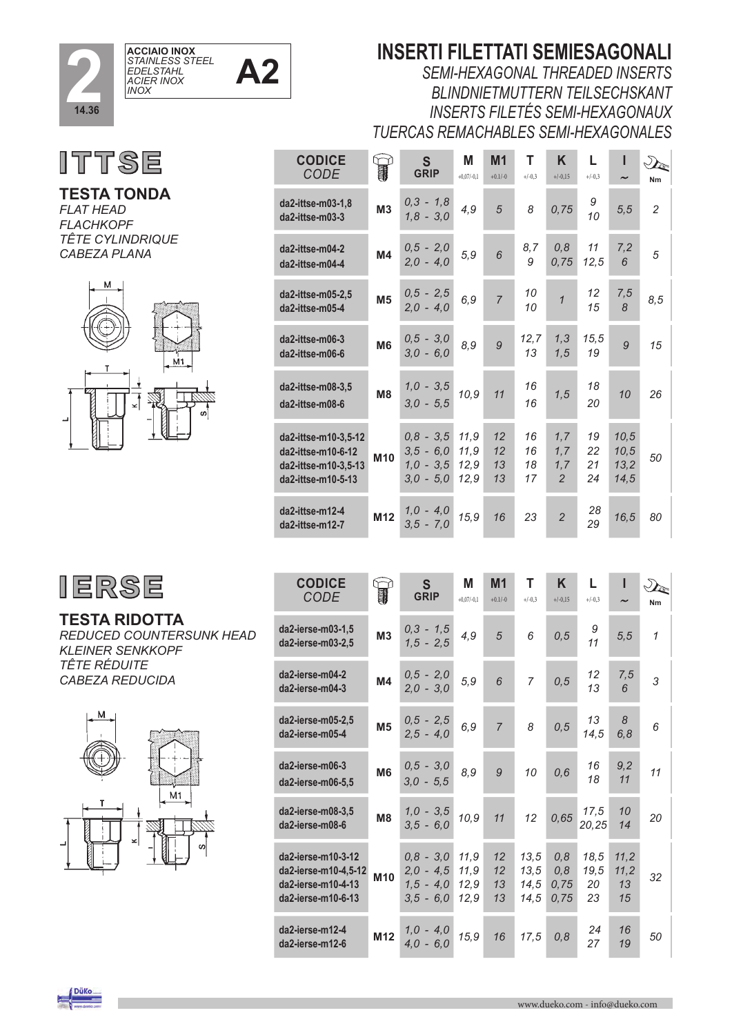**2**

**14.36**

**ACCIAIO INOX**
*STAINLESS STEEL*
*EDELSTAHL*
*ACIER INOX*
*INOX*

**A2**

# INSERTI FILETTATI SEMIESAGONALI

*SEMI-HEXAGONAL THREADED INSERTS*
*BLINDNIETMUTTERN TEILSECHSKANT*
*INSERTS FILETÉS SEMI-HEXAGONAUX*
*TUERCAS REMACHABLES SEMI-HEXAGONALES*

## ITTSE

**TESTA TONDA**
*FLAT HEAD*
*FLACHKOPF*
*TÊTE CYLINDRIQUE*
*CABEZA PLANA*

| CODICE *CODE* | | S GRIP | M +0,07/-0,1 | M1 +0.1/-0 | T +/-0,3 | K +/-0,15 | L +/-0,3 | I ~ | Nm |
|---|---|---|---|---|---|---|---|---|---|
| da2-ittse-m03-1,8<br>da2-ittse-m03-3 | M3 | 0,3 - 1,8<br>1,8 - 3,0 | 4,9 | 5 | 8 | 0,75 | 9<br>10 | 5,5 | 2 |
| da2-ittse-m04-2<br>da2-ittse-m04-4 | M4 | 0,5 - 2,0<br>2,0 - 4,0 | 5,9 | 6 | 8,7<br>9 | 0,8<br>0,75 | 11<br>12,5 | 7,2<br>6 | 5 |
| da2-ittse-m05-2,5<br>da2-ittse-m05-4 | M5 | 0,5 - 2,5<br>2,0 - 4,0 | 6,9 | 7 | 10<br>10 | 1 | 12<br>15 | 7,5<br>8 | 8,5 |
| da2-ittse-m06-3<br>da2-ittse-m06-6 | M6 | 0,5 - 3,0<br>3,0 - 6,0 | 8,9 | 9 | 12,7<br>13 | 1,3<br>1,5 | 15,5<br>19 | 9 | 15 |
| da2-ittse-m08-3,5<br>da2-ittse-m08-6 | M8 | 1,0 - 3,5<br>3,0 - 5,5 | 10,9 | 11 | 16<br>16 | 1,5 | 18<br>20 | 10 | 26 |
| da2-ittse-m10-3,5-12<br>da2-ittse-m10-6-12<br>da2-ittse-m10-3,5-13<br>da2-ittse-m10-5-13 | M10 | 0,8 - 3,5<br>3,5 - 6,0<br>1,0 - 3,5<br>3,0 - 5,0 | 11,9<br>11,9<br>12,9<br>12,9 | 12<br>12<br>13<br>13 | 16<br>16<br>18<br>17 | 1,7<br>1,7<br>1,7<br>2 | 19<br>22<br>21<br>24 | 10,5<br>10,5<br>13,2<br>14,5 | 50 |
| da2-ittse-m12-4<br>da2-ittse-m12-7 | M12 | 1,0 - 4,0<br>3,5 - 7,0 | 15,9 | 16 | 23 | 2 | 28<br>29 | 16,5 | 80 |

## IERSE

**TESTA RIDOTTA**
*REDUCED COUNTERSUNK HEAD*
*KLEINER SENKKOPF*
*TÊTE RÉDUITE*
*CABEZA REDUCIDA*

| CODICE *CODE* | | S GRIP | M +0,07/-0,1 | M1 +0.1/-0 | T +/-0,3 | K +/-0,15 | L +/-0,3 | I ~ | Nm |
|---|---|---|---|---|---|---|---|---|---|
| da2-ierse-m03-1,5<br>da2-ierse-m03-2,5 | M3 | 0,3 - 1,5<br>1,5 - 2,5 | 4,9 | 5 | 6 | 0,5 | 9<br>11 | 5,5 | 1 |
| da2-ierse-m04-2<br>da2-ierse-m04-3 | M4 | 0,5 - 2,0<br>2,0 - 3,0 | 5,9 | 6 | 7 | 0,5 | 12<br>13 | 7,5<br>6 | 3 |
| da2-ierse-m05-2,5<br>da2-ierse-m05-4 | M5 | 0,5 - 2,5<br>2,5 - 4,0 | 6,9 | 7 | 8 | 0,5 | 13<br>14,5 | 8<br>6,8 | 6 |
| da2-ierse-m06-3<br>da2-ierse-m06-5,5 | M6 | 0,5 - 3,0<br>3,0 - 5,5 | 8,9 | 9 | 10 | 0,6 | 16<br>18 | 9,2<br>11 | 11 |
| da2-ierse-m08-3,5<br>da2-ierse-m08-6 | M8 | 1,0 - 3,5<br>3,5 - 6,0 | 10,9 | 11 | 12 | 0,65 | 17,5<br>20,25 | 10<br>14 | 20 |
| da2-ierse-m10-3-12<br>da2-ierse-m10-4,5-12<br>da2-ierse-m10-4-13<br>da2-ierse-m10-6-13 | M10 | 0,8 - 3,0<br>2,0 - 4,5<br>1,5 - 4,0<br>3,5 - 6,0 | 11,9<br>11,9<br>12,9<br>12,9 | 12<br>12<br>13<br>13 | 13,5<br>13,5<br>14,5<br>14,5 | 0,8<br>0,8<br>0,75<br>0,75 | 18,5<br>19,5<br>20<br>23 | 11,2<br>11,2<br>13<br>15 | 32 |
| da2-ierse-m12-4<br>da2-ierse-m12-6 | M12 | 1,0 - 4,0<br>4,0 - 6,0 | 15,9 | 16 | 17,5 | 0,8 | 24<br>27 | 16<br>19 | 50 |

www.dueko.com - info@dueko.com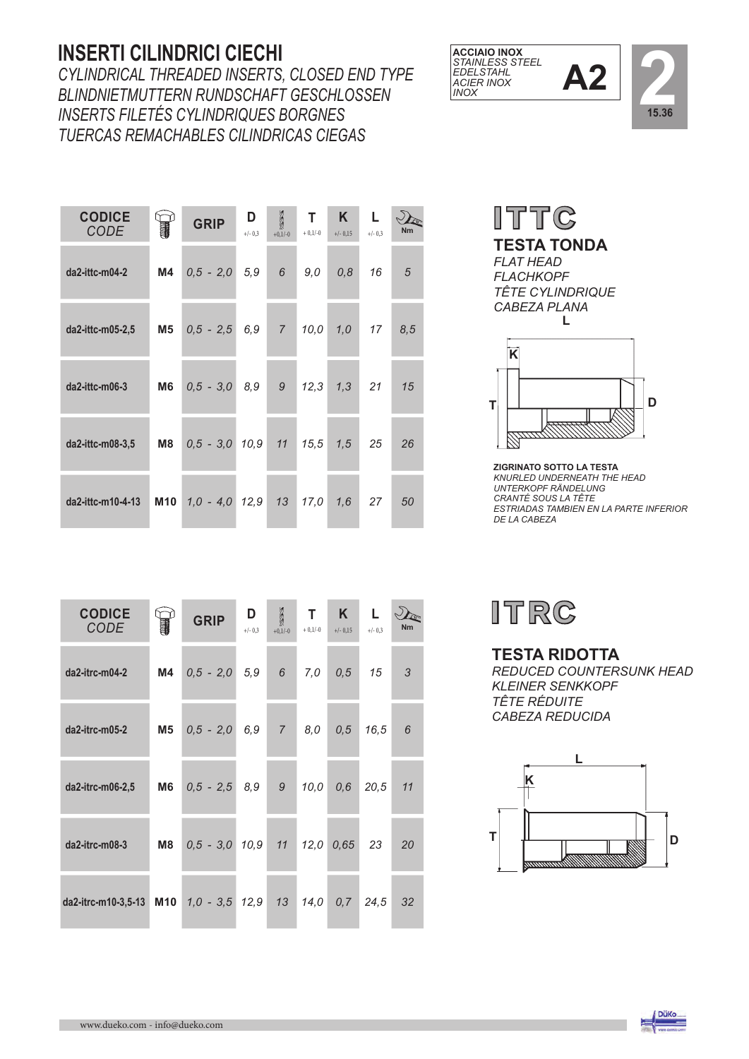# INSERTI CILINDRICI CIECHI

*CYLINDRICAL THREADED INSERTS, CLOSED END TYPE*
*BLINDNIETMUTTERN RUNDSCHAFT GESCHLOSSEN*
*INSERTS FILETÉS CYLINDRIQUES BORGNES*
*TUERCAS REMACHABLES CILINDRICAS CIEGAS*

**ACCIAIO INOX**
*STAINLESS STEEL*
*EDELSTAHL*
*ACIER INOX*
*INOX*

**A2**

**2**
15.36

## ITTC

**TESTA TONDA**
*FLAT HEAD*
*FLACHKOPF*
*TÊTE CYLINDRIQUE*
*CABEZA PLANA*

| CODICE *CODE* | | GRIP | D +/- 0,3 | +0,1/-0 | T + 0,1/-0 | K +/- 0,15 | L +/- 0,3 | Nm |
|---|---|---|---|---|---|---|---|---|
| da2-ittc-m04-2 | M4 | 0,5 - 2,0 | 5,9 | 6 | 9,0 | 0,8 | 16 | 5 |
| da2-ittc-m05-2,5 | M5 | 0,5 - 2,5 | 6,9 | 7 | 10,0 | 1,0 | 17 | 8,5 |
| da2-ittc-m06-3 | M6 | 0,5 - 3,0 | 8,9 | 9 | 12,3 | 1,3 | 21 | 15 |
| da2-ittc-m08-3,5 | M8 | 0,5 - 3,0 | 10,9 | 11 | 15,5 | 1,5 | 25 | 26 |
| da2-ittc-m10-4-13 | M10 | 1,0 - 4,0 | 12,9 | 13 | 17,0 | 1,6 | 27 | 50 |

**ZIGRINATO SOTTO LA TESTA**
*KNURLED UNDERNEATH THE HEAD*
*UNTERKOPF RÄNDELUNG*
*CRANTÉ SOUS LA TÊTE*
*ESTRIADAS TAMBIEN EN LA PARTE INFERIOR DE LA CABEZA*

## ITRC

**TESTA RIDOTTA**
*REDUCED COUNTERSUNK HEAD*
*KLEINER SENKKOPF*
*TÊTE RÉDUITE*
*CABEZA REDUCIDA*

| CODICE *CODE* | | GRIP | D +/- 0,3 | +0,1/-0 | T + 0,1/-0 | K +/- 0,15 | L +/- 0,3 | Nm |
|---|---|---|---|---|---|---|---|---|
| da2-itrc-m04-2 | M4 | 0,5 - 2,0 | 5,9 | 6 | 7,0 | 0,5 | 15 | 3 |
| da2-itrc-m05-2 | M5 | 0,5 - 2,0 | 6,9 | 7 | 8,0 | 0,5 | 16,5 | 6 |
| da2-itrc-m06-2,5 | M6 | 0,5 - 2,5 | 8,9 | 9 | 10,0 | 0,6 | 20,5 | 11 |
| da2-itrc-m08-3 | M8 | 0,5 - 3,0 | 10,9 | 11 | 12,0 | 0,65 | 23 | 20 |
| da2-itrc-m10-3,5-13 | M10 | 1,0 - 3,5 | 12,9 | 13 | 14,0 | 0,7 | 24,5 | 32 |

www.dueko.com - info@dueko.com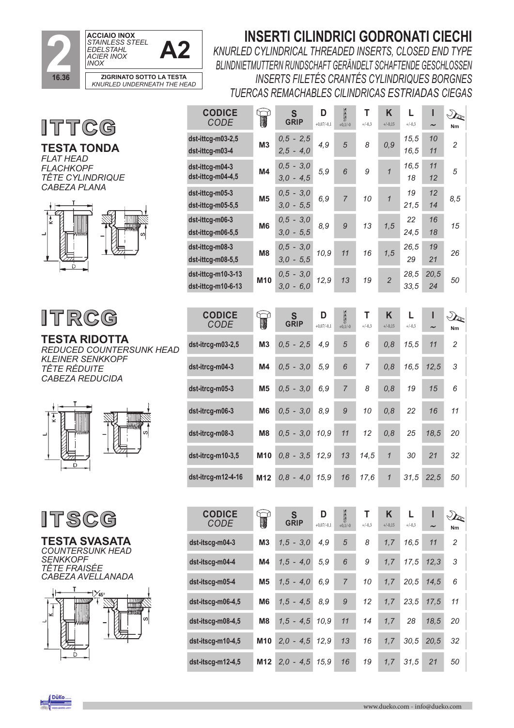**2** 16.36

**ACCIAIO INOX**
*STAINLESS STEEL*
*EDELSTAHL*
*ACIER INOX*
*INOX*

**A2**

**ZIGRINATO SOTTO LA TESTA**
*KNURLED UNDERNEATH THE HEAD*

# INSERTI CILINDRICI GODRONATI CIECHI

*KNURLED CYLINDRICAL THREADED INSERTS, CLOSED END TYPE*
*BLINDNIETMUTTERN RUNDSCHAFT GERÄNDELT SCHAFTENDE GESCHLOSSEN*
*INSERTS FILETÉS CRANTÉS CYLINDRIQUES BORGNES*
*TUERCAS REMACHABLES CILINDRICAS ESTRIADAS CIEGAS*

## ITTCG

**TESTA TONDA**
*FLAT HEAD*
*FLACHKOPF*
*TÊTE CYLINDRIQUE*
*CABEZA PLANA*

| CODICE *CODE* | | S GRIP | D +0,07/-0,1 | +0,1/-0 | T +/-0,3 | K +/-0,15 | L +/-0,3 | l ~ | Nm |
|---|---|---|---|---|---|---|---|---|---|
| dst-ittcg-m03-2,5 | M3 | 0,5 - 2,5 | 4,9 | 5 | 8 | 0,9 | 15,5 | 10 | 2 |
| dst-ittcg-m03-4 | | 2,5 - 4,0 | | | | | 16,5 | 11 | |
| dst-ittcg-m04-3 | M4 | 0,5 - 3,0 | 5,9 | 6 | 9 | 1 | 16,5 | 11 | 5 |
| dst-ittcg-m04-4,5 | | 3,0 - 4,5 | | | | | 18 | 12 | |
| dst-ittcg-m05-3 | M5 | 0,5 - 3,0 | 6,9 | 7 | 10 | 1 | 19 | 12 | 8,5 |
| dst-ittcg-m05-5,5 | | 3,0 - 5,5 | | | | | 21,5 | 14 | |
| dst-ittcg-m06-3 | M6 | 0,5 - 3,0 | 8,9 | 9 | 13 | 1,5 | 22 | 16 | 15 |
| dst-ittcg-m06-5,5 | | 3,0 - 5,5 | | | | | 24,5 | 18 | |
| dst-ittcg-m08-3 | M8 | 0,5 - 3,0 | 10,9 | 11 | 16 | 1,5 | 26,5 | 19 | 26 |
| dst-ittcg-m08-5,5 | | 3,0 - 5,5 | | | | | 29 | 21 | |
| dst-ittcg-m10-3-13 | M10 | 0,5 - 3,0 | 12,9 | 13 | 19 | 2 | 28,5 | 20,5 | 50 |
| dst-ittcg-m10-6-13 | | 3,0 - 6,0 | | | | | 33,5 | 24 | |

## ITRCG

**TESTA RIDOTTA**
*REDUCED COUNTERSUNK HEAD*
*KLEINER SENKKOPF*
*TÊTE RÉDUITE*
*CABEZA REDUCIDA*

| CODICE *CODE* | | S GRIP | D +0,07/-0,1 | +0,1/-0 | T +/-0,3 | K +/-0,15 | L +/-0,3 | l ~ | Nm |
|---|---|---|---|---|---|---|---|---|---|
| dst-itrcg-m03-2,5 | M3 | 0,5 - 2,5 | 4,9 | 5 | 6 | 0,8 | 15,5 | 11 | 2 |
| dst-itrcg-m04-3 | M4 | 0,5 - 3,0 | 5,9 | 6 | 7 | 0,8 | 16,5 | 12,5 | 3 |
| dst-itrcg-m05-3 | M5 | 0,5 - 3,0 | 6,9 | 7 | 8 | 0,8 | 19 | 15 | 6 |
| dst-itrcg-m06-3 | M6 | 0,5 - 3,0 | 8,9 | 9 | 10 | 0,8 | 22 | 16 | 11 |
| dst-itrcg-m08-3 | M8 | 0,5 - 3,0 | 10,9 | 11 | 12 | 0,8 | 25 | 18,5 | 20 |
| dst-itrcg-m10-3,5 | M10 | 0,8 - 3,5 | 12,9 | 13 | 14,5 | 1 | 30 | 21 | 32 |
| dst-itrcg-m12-4-16 | M12 | 0,8 - 4,0 | 15,9 | 16 | 17,6 | 1 | 31,5 | 22,5 | 50 |

## ITSCG

**TESTA SVASATA**
*COUNTERSUNK HEAD*
*SENKKOPF*
*TÊTE FRAISÉE*
*CABEZA AVELLANADA*

| CODICE *CODE* | | S GRIP | D +0,07/-0,1 | +0,1/-0 | T +/-0,3 | K +/-0,15 | L +/-0,3 | l ~ | Nm |
|---|---|---|---|---|---|---|---|---|---|
| dst-itscg-m04-3 | M3 | 1,5 - 3,0 | 4,9 | 5 | 8 | 1,7 | 16,5 | 11 | 2 |
| dst-itscg-m04-4 | M4 | 1,5 - 4,0 | 5,9 | 6 | 9 | 1,7 | 17,5 | 12,3 | 3 |
| dst-itscg-m05-4 | M5 | 1,5 - 4,0 | 6,9 | 7 | 10 | 1,7 | 20,5 | 14,5 | 6 |
| dst-itscg-m06-4,5 | M6 | 1,5 - 4,5 | 8,9 | 9 | 12 | 1,7 | 23,5 | 17,5 | 11 |
| dst-itscg-m08-4,5 | M8 | 1,5 - 4,5 | 10,9 | 11 | 14 | 1,7 | 28 | 18,5 | 20 |
| dst-itscg-m10-4,5 | M10 | 2,0 - 4,5 | 12,9 | 13 | 16 | 1,7 | 30,5 | 20,5 | 32 |
| dst-itscg-m12-4,5 | M12 | 2,0 - 4,5 | 15,9 | 16 | 19 | 1,7 | 31,5 | 21 | 50 |

www.dueko.com - info@dueko.com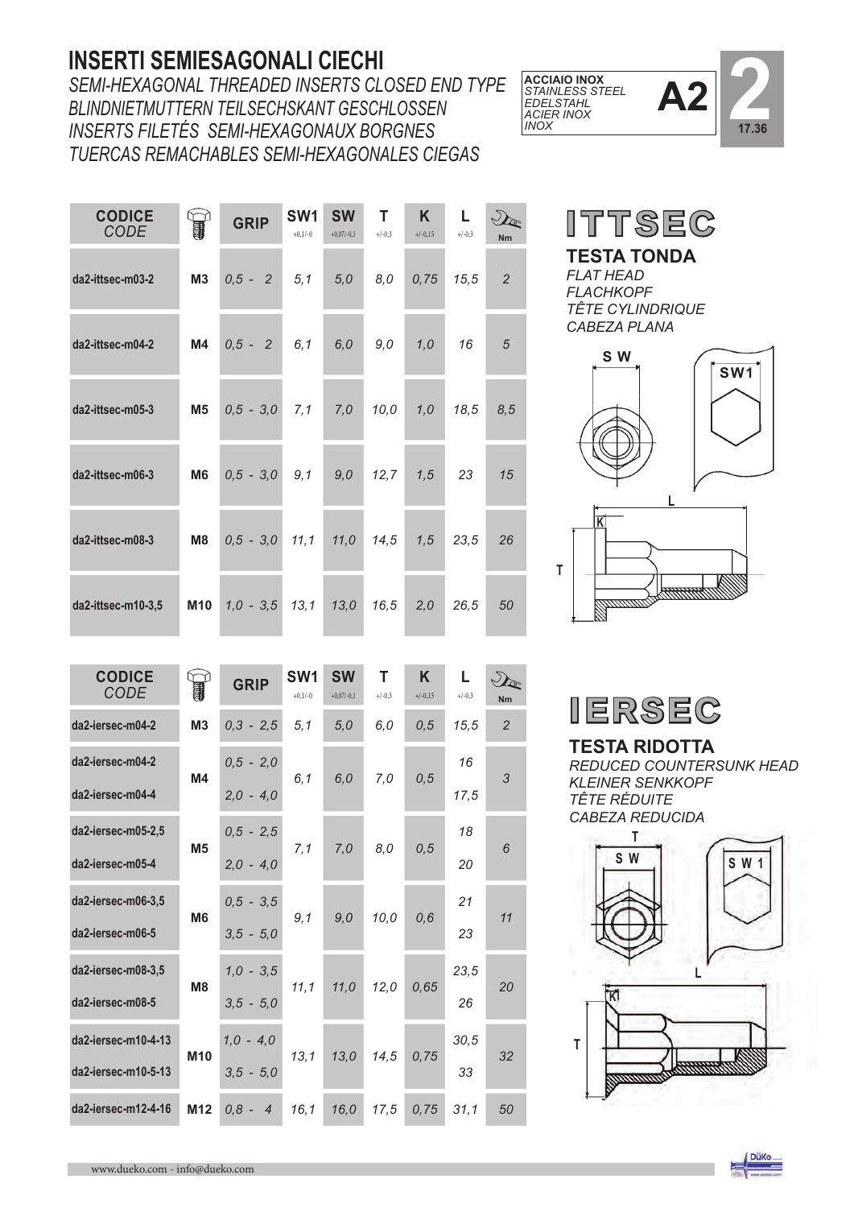# INSERTI SEMIESAGONALI CIECHI

*SEMI-HEXAGONAL THREADED INSERTS CLOSED END TYPE*
*BLINDNIETMUTTERN TEILSECHSKANT GESCHLOSSEN*
*INSERTS FILETÉS SEMI-HEXAGONAUX BORGNES*
*TUERCAS REMACHABLES SEMI-HEXAGONALES CIEGAS*

**ACCIAIO INOX**
*STAINLESS STEEL*
*EDELSTAHL*
*ACIER INOX*
*INOX*

**A2**

**2**
17.36

## ITTSEC

**TESTA TONDA**
*FLAT HEAD*
*FLACHKOPF*
*TÊTE CYLINDRIQUE*
*CABEZA PLANA*

| CODICE *CODE* | | GRIP | SW1 +0,1/-0 | SW +0,07/-0,1 | T +/-0,3 | K +/-0,15 | L +/-0,3 | Nm |
|---|---|---|---|---|---|---|---|---|
| da2-ittsec-m03-2 | M3 | 0,5 - 2 | 5,1 | 5,0 | 8,0 | 0,75 | 15,5 | 2 |
| da2-ittsec-m04-2 | M4 | 0,5 - 2 | 6,1 | 6,0 | 9,0 | 1,0 | 16 | 5 |
| da2-ittsec-m05-3 | M5 | 0,5 - 3,0 | 7,1 | 7,0 | 10,0 | 1,0 | 18,5 | 8,5 |
| da2-ittsec-m06-3 | M6 | 0,5 - 3,0 | 9,1 | 9,0 | 12,7 | 1,5 | 23 | 15 |
| da2-ittsec-m08-3 | M8 | 0,5 - 3,0 | 11,1 | 11,0 | 14,5 | 1,5 | 23,5 | 26 |
| da2-ittsec-m10-3,5 | M10 | 1,0 - 3,5 | 13,1 | 13,0 | 16,5 | 2,0 | 26,5 | 50 |

## IERSEC

**TESTA RIDOTTA**
*REDUCED COUNTERSUNK HEAD*
*KLEINER SENKKOPF*
*TÊTE RÉDUITE*
*CABEZA REDUCIDA*

| CODICE *CODE* | | GRIP | SW1 +0,1/-0 | SW +0,07/-0,1 | T +/-0,3 | K +/-0,15 | L +/-0,3 | Nm |
|---|---|---|---|---|---|---|---|---|
| da2-iersec-m04-2 | M3 | 0,3 - 2,5 | 5,1 | 5,0 | 6,0 | 0,5 | 15,5 | 2 |
| da2-iersec-m04-2 | M4 | 0,5 - 2,0 | 6,1 | 6,0 | 7,0 | 0,5 | 16 | 3 |
| da2-iersec-m04-4 | M4 | 2,0 - 4,0 | 6,1 | 6,0 | 7,0 | 0,5 | 17,5 | 3 |
| da2-iersec-m05-2,5 | M5 | 0,5 - 2,5 | 7,1 | 7,0 | 8,0 | 0,5 | 18 | 6 |
| da2-iersec-m05-4 | M5 | 2,0 - 4,0 | 7,1 | 7,0 | 8,0 | 0,5 | 20 | 6 |
| da2-iersec-m06-3,5 | M6 | 0,5 - 3,5 | 9,1 | 9,0 | 10,0 | 0,6 | 21 | 11 |
| da2-iersec-m06-5 | M6 | 3,5 - 5,0 | 9,1 | 9,0 | 10,0 | 0,6 | 23 | 11 |
| da2-iersec-m08-3,5 | M8 | 1,0 - 3,5 | 11,1 | 11,0 | 12,0 | 0,65 | 23,5 | 20 |
| da2-iersec-m08-5 | M8 | 3,5 - 5,0 | 11,1 | 11,0 | 12,0 | 0,65 | 26 | 20 |
| da2-iersec-m10-4-13 | M10 | 1,0 - 4,0 | 13,1 | 13,0 | 14,5 | 0,75 | 30,5 | 32 |
| da2-iersec-m10-5-13 | M10 | 3,5 - 5,0 | 13,1 | 13,0 | 14,5 | 0,75 | 33 | 32 |
| da2-iersec-m12-4-16 | M12 | 0,8 - 4 | 16,1 | 16,0 | 17,5 | 0,75 | 31,1 | 50 |

www.dueko.com - info@dueko.com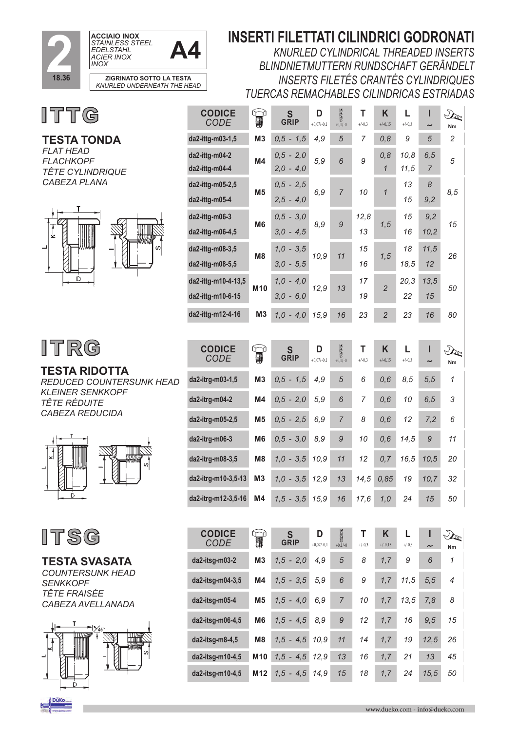**2** 18.36

**ACCIAIO INOX** *STAINLESS STEEL EDELSTAHL ACIER INOX INOX* **A4**

**ZIGRINATO SOTTO LA TESTA** *KNURLED UNDERNEATH THE HEAD*

# INSERTI FILETTATI CILINDRICI GODRONATI

*KNURLED CYLINDRICAL THREADED INSERTS*
*BLINDNIETMUTTERN RUNDSCHAFT GERÄNDELT*
*INSERTS FILETÉS CRANTÉS CYLINDRIQUES*
*TUERCAS REMACHABLES CILINDRICAS ESTRIADAS*

## ITTG

### TESTA TONDA

*FLAT HEAD*
*FLACHKOPF*
*TÊTE CYLINDRIQUE*
*CABEZA PLANA*

| CODICE *CODE* | | S GRIP | D +0,07/-0,1 | +0,1/-0 | T +/-0,3 | K +/-0,15 | L +/-0,3 | l ~ | Nm |
|---|---|---|---|---|---|---|---|---|---|
| da2-ittg-m03-1,5 | M3 | 0,5 - 1,5 | 4,9 | 5 | 7 | 0,8 | 9 | 5 | 2 |
| da2-ittg-m04-2 | M4 | 0,5 - 2,0 | 5,9 | 6 | 9 | 0,8 | 10,8 | 6,5 | 5 |
| da2-ittg-m04-4 | M4 | 2,0 - 4,0 | 5,9 | 6 | 9 | 1 | 11,5 | 7 | 5 |
| da2-ittg-m05-2,5 | M5 | 0,5 - 2,5 | 6,9 | 7 | 10 | 1 | 13 | 8 | 8,5 |
| da2-ittg-m05-4 | M5 | 2,5 - 4,0 | 6,9 | 7 | 10 | 1 | 15 | 9,2 | 8,5 |
| da2-ittg-m06-3 | M6 | 0,5 - 3,0 | 8,9 | 9 | 12,8 | 1,5 | 15 | 9,2 | 15 |
| da2-ittg-m06-4,5 | M6 | 3,0 - 4,5 | 8,9 | 9 | 13 | 1,5 | 16 | 10,2 | 15 |
| da2-ittg-m08-3,5 | M8 | 1,0 - 3,5 | 10,9 | 11 | 15 | 1,5 | 18 | 11,5 | 26 |
| da2-ittg-m08-5,5 | M8 | 3,0 - 5,5 | 10,9 | 11 | 16 | 1,5 | 18,5 | 12 | 26 |
| da2-ittg-m10-4-13,5 | M10 | 1,0 - 4,0 | 12,9 | 13 | 17 | 2 | 20,3 | 13,5 | 50 |
| da2-ittg-m10-6-15 | M10 | 3,0 - 6,0 | 12,9 | 13 | 19 | 2 | 22 | 15 | 50 |
| da2-ittg-m12-4-16 | M3 | 1,0 - 4,0 | 15,9 | 16 | 23 | 2 | 23 | 16 | 80 |

## ITRG

### TESTA RIDOTTA

*REDUCED COUNTERSUNK HEAD*
*KLEINER SENKKOPF*
*TÊTE RÉDUITE*
*CABEZA REDUCIDA*

| CODICE *CODE* | | S GRIP | D +0,07/-0,1 | +0,1/-0 | T +/-0,3 | K +/-0,15 | L +/-0,3 | l ~ | Nm |
|---|---|---|---|---|---|---|---|---|---|
| da2-itrg-m03-1,5 | M3 | 0,5 - 1,5 | 4,9 | 5 | 6 | 0,6 | 8,5 | 5,5 | 1 |
| da2-itrg-m04-2 | M4 | 0,5 - 2,0 | 5,9 | 6 | 7 | 0,6 | 10 | 6,5 | 3 |
| da2-itrg-m05-2,5 | M5 | 0,5 - 2,5 | 6,9 | 7 | 8 | 0,6 | 12 | 7,2 | 6 |
| da2-itrg-m06-3 | M6 | 0,5 - 3,0 | 8,9 | 9 | 10 | 0,6 | 14,5 | 9 | 11 |
| da2-itrg-m08-3,5 | M8 | 1,0 - 3,5 | 10,9 | 11 | 12 | 0,7 | 16,5 | 10,5 | 20 |
| da2-itrg-m10-3,5-13 | M3 | 1,0 - 3,5 | 12,9 | 13 | 14,5 | 0,85 | 19 | 10,7 | 32 |
| da2-itrg-m12-3,5-16 | M4 | 1,5 - 3,5 | 15,9 | 16 | 17,6 | 1,0 | 24 | 15 | 50 |

## ITSG

### TESTA SVASATA

*COUNTERSUNK HEAD*
*SENKKOPF*
*TÊTE FRAISÉE*
*CABEZA AVELLANADA*

| CODICE *CODE* | | S GRIP | D +0,07/-0,1 | +0,1/-0 | T +/-0,3 | K +/-0,15 | L +/-0,3 | l ~ | Nm |
|---|---|---|---|---|---|---|---|---|---|
| da2-itsg-m03-2 | M3 | 1,5 - 2,0 | 4,9 | 5 | 8 | 1,7 | 9 | 6 | 1 |
| da2-itsg-m04-3,5 | M4 | 1,5 - 3,5 | 5,9 | 6 | 9 | 1,7 | 11,5 | 5,5 | 4 |
| da2-itsg-m05-4 | M5 | 1,5 - 4,0 | 6,9 | 7 | 10 | 1,7 | 13,5 | 7,8 | 8 |
| da2-itsg-m06-4,5 | M6 | 1,5 - 4,5 | 8,9 | 9 | 12 | 1,7 | 16 | 9,5 | 15 |
| da2-itsg-m8-4,5 | M8 | 1,5 - 4,5 | 10,9 | 11 | 14 | 1,7 | 19 | 12,5 | 26 |
| da2-itsg-m10-4,5 | M10 | 1,5 - 4,5 | 12,9 | 13 | 16 | 1,7 | 21 | 13 | 45 |
| da2-itsg-m10-4,5 | M12 | 1,5 - 4,5 | 14,9 | 15 | 18 | 1,7 | 24 | 15,5 | 50 |

www.dueko.com - info@dueko.com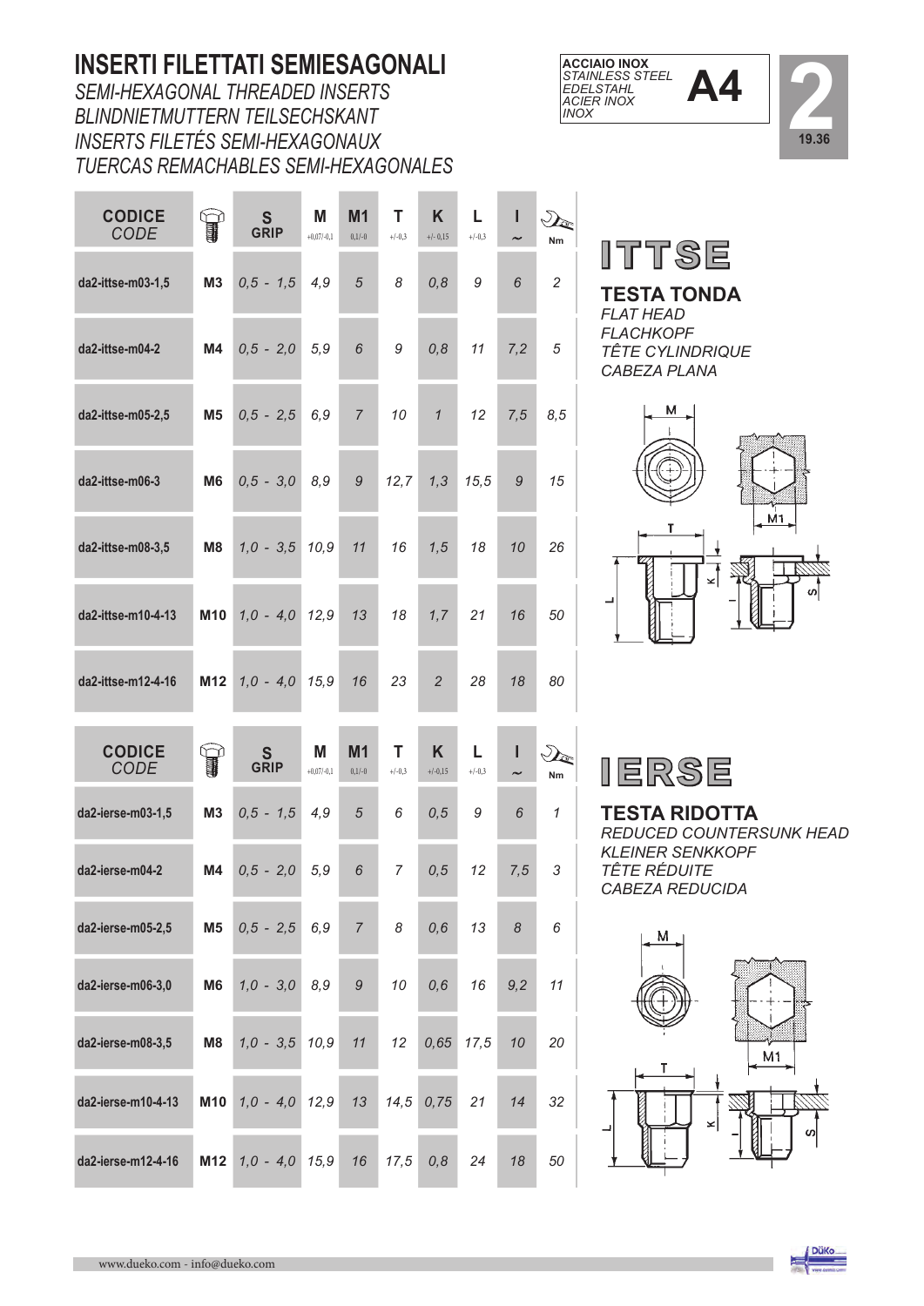# INSERTI FILETTATI SEMIESAGONALI

*SEMI-HEXAGONAL THREADED INSERTS*
*BLINDNIETMUTTERN TEILSECHSKANT*
*INSERTS FILETÉS SEMI-HEXAGONAUX*
*TUERCAS REMACHABLES SEMI-HEXAGONALES*

**ACCIAIO INOX**
*STAINLESS STEEL*
*EDELSTAHL*
*ACIER INOX*
*INOX*
**A4**

**2**
19.36

## ITTSE

**TESTA TONDA**
*FLAT HEAD*
*FLACHKOPF*
*TÊTE CYLINDRIQUE*
*CABEZA PLANA*

| CODICE *CODE* | | S GRIP | M +0,07/-0,1 | M1 0,1/-0 | T +/-0,3 | K +/-0,15 | L +/-0,3 | I ~ | Nm |
|---|---|---|---|---|---|---|---|---|---|
| da2-ittse-m03-1,5 | M3 | 0,5 - 1,5 | 4,9 | 5 | 8 | 0,8 | 9 | 6 | 2 |
| da2-ittse-m04-2 | M4 | 0,5 - 2,0 | 5,9 | 6 | 9 | 0,8 | 11 | 7,2 | 5 |
| da2-ittse-m05-2,5 | M5 | 0,5 - 2,5 | 6,9 | 7 | 10 | 1 | 12 | 7,5 | 8,5 |
| da2-ittse-m06-3 | M6 | 0,5 - 3,0 | 8,9 | 9 | 12,7 | 1,3 | 15,5 | 9 | 15 |
| da2-ittse-m08-3,5 | M8 | 1,0 - 3,5 | 10,9 | 11 | 16 | 1,5 | 18 | 10 | 26 |
| da2-ittse-m10-4-13 | M10 | 1,0 - 4,0 | 12,9 | 13 | 18 | 1,7 | 21 | 16 | 50 |
| da2-ittse-m12-4-16 | M12 | 1,0 - 4,0 | 15,9 | 16 | 23 | 2 | 28 | 18 | 80 |

## IERSE

**TESTA RIDOTTA**
*REDUCED COUNTERSUNK HEAD*
*KLEINER SENKKOPF*
*TÊTE RÉDUITE*
*CABEZA REDUCIDA*

| CODICE *CODE* | | S GRIP | M +0,07/-0,1 | M1 0,1/-0 | T +/-0,3 | K +/-0,15 | L +/-0,3 | I ~ | Nm |
|---|---|---|---|---|---|---|---|---|---|
| da2-ierse-m03-1,5 | M3 | 0,5 - 1,5 | 4,9 | 5 | 6 | 0,5 | 9 | 6 | 1 |
| da2-ierse-m04-2 | M4 | 0,5 - 2,0 | 5,9 | 6 | 7 | 0,5 | 12 | 7,5 | 3 |
| da2-ierse-m05-2,5 | M5 | 0,5 - 2,5 | 6,9 | 7 | 8 | 0,6 | 13 | 8 | 6 |
| da2-ierse-m06-3,0 | M6 | 1,0 - 3,0 | 8,9 | 9 | 10 | 0,6 | 16 | 9,2 | 11 |
| da2-ierse-m08-3,5 | M8 | 1,0 - 3,5 | 10,9 | 11 | 12 | 0,65 | 17,5 | 10 | 20 |
| da2-ierse-m10-4-13 | M10 | 1,0 - 4,0 | 12,9 | 13 | 14,5 | 0,75 | 21 | 14 | 32 |
| da2-ierse-m12-4-16 | M12 | 1,0 - 4,0 | 15,9 | 16 | 17,5 | 0,8 | 24 | 18 | 50 |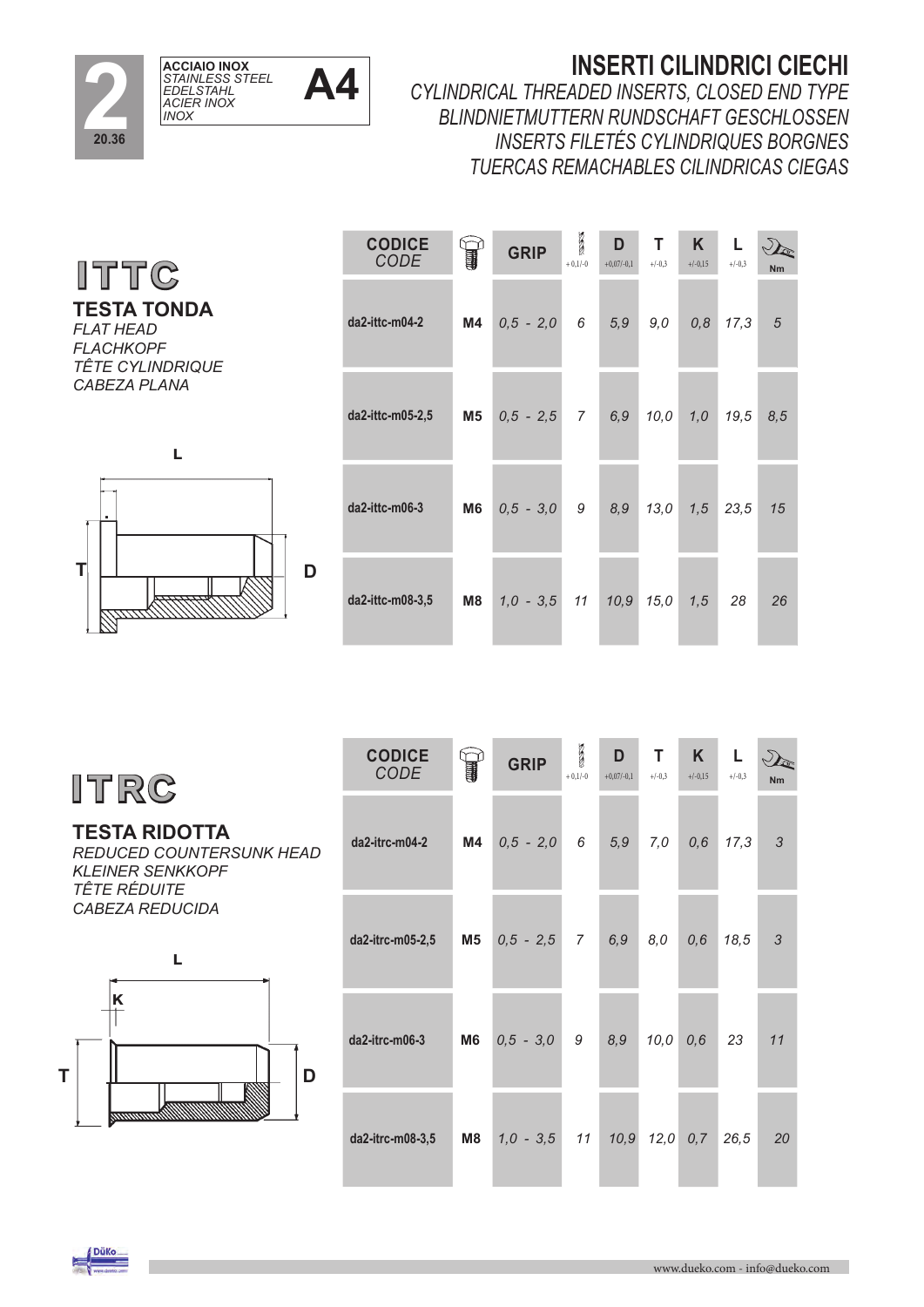**ACCIAIO INOX**
*STAINLESS STEEL*
*EDELSTAHL*
*ACIER INOX*
*INOX*

**A4**

# INSERTI CILINDRICI CIECHI

*CYLINDRICAL THREADED INSERTS, CLOSED END TYPE*
*BLINDNIETMUTTERN RUNDSCHAFT GESCHLOSSEN*
*INSERTS FILETÉS CYLINDRIQUES BORGNES*
*TUERCAS REMACHABLES CILINDRICAS CIEGAS*

## ITTC

**TESTA TONDA**
*FLAT HEAD*
*FLACHKOPF*
*TÊTE CYLINDRIQUE*
*CABEZA PLANA*

| CODICE *CODE* | | GRIP | + 0,1/-0 | D +0,07/-0,1 | T +/-0,3 | K +/-0,15 | L +/-0,3 | Nm |
|---|---|---|---|---|---|---|---|---|
| da2-ittc-m04-2 | M4 | 0,5 - 2,0 | 6 | 5,9 | 9,0 | 0,8 | 17,3 | 5 |
| da2-ittc-m05-2,5 | M5 | 0,5 - 2,5 | 7 | 6,9 | 10,0 | 1,0 | 19,5 | 8,5 |
| da2-ittc-m06-3 | M6 | 0,5 - 3,0 | 9 | 8,9 | 13,0 | 1,5 | 23,5 | 15 |
| da2-ittc-m08-3,5 | M8 | 1,0 - 3,5 | 11 | 10,9 | 15,0 | 1,5 | 28 | 26 |

## ITRC

**TESTA RIDOTTA**
*REDUCED COUNTERSUNK HEAD*
*KLEINER SENKKOPF*
*TÊTE RÉDUITE*
*CABEZA REDUCIDA*

| CODICE *CODE* | | GRIP | + 0,1/-0 | D +0,07/-0,1 | T +/-0,3 | K +/-0,15 | L +/-0,3 | Nm |
|---|---|---|---|---|---|---|---|---|
| da2-itrc-m04-2 | M4 | 0,5 - 2,0 | 6 | 5,9 | 7,0 | 0,6 | 17,3 | 3 |
| da2-itrc-m05-2,5 | M5 | 0,5 - 2,5 | 7 | 6,9 | 8,0 | 0,6 | 18,5 | 3 |
| da2-itrc-m06-3 | M6 | 0,5 - 3,0 | 9 | 8,9 | 10,0 | 0,6 | 23 | 11 |
| da2-itrc-m08-3,5 | M8 | 1,0 - 3,5 | 11 | 10,9 | 12,0 | 0,7 | 26,5 | 20 |

www.dueko.com - info@dueko.com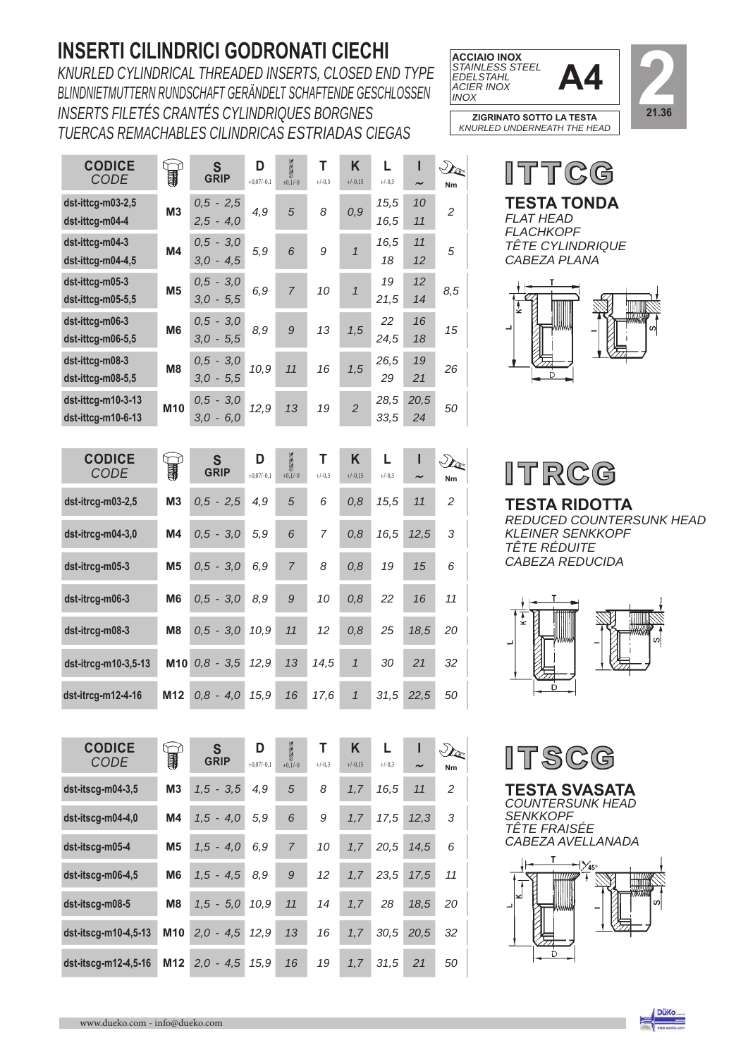# INSERTI CILINDRICI GODRONATI CIECHI

*KNURLED CYLINDRICAL THREADED INSERTS, CLOSED END TYPE*
*BLINDNIETMUTTERN RUNDSCHAFT GERÄNDELT SCHAFTENDE GESCHLOSSEN*
*INSERTS FILETÉS CRANTÉS CYLINDRIQUES BORGNES*
*TUERCAS REMACHABLES CILINDRICAS ESTRIADAS CIEGAS*

**ACCIAIO INOX** *STAINLESS STEEL EDELSTAHL ACIER INOX INOX* **A4**

**ZIGRINATO SOTTO LA TESTA** *KNURLED UNDERNEATH THE HEAD*

**2** 21.36

## ITTCG

**TESTA TONDA**
*FLAT HEAD*
*FLACHKOPF*
*TÊTE CYLINDRIQUE*
*CABEZA PLANA*

| CODICE *CODE* | | S GRIP | D +0,07/-0,1 | +0,1/-0 | T +/-0,3 | K +/-0,15 | L +/-0,3 | l ~ | Nm |
|---|---|---|---|---|---|---|---|---|---|
| dst-ittcg-m03-2,5 | M3 | 0,5 - 2,5 | 4,9 | 5 | 8 | 0,9 | 15,5 | 10 | 2 |
| dst-ittcg-m04-4 | M3 | 2,5 - 4,0 | 4,9 | 5 | 8 | 0,9 | 16,5 | 11 | 2 |
| dst-ittcg-m04-3 | M4 | 0,5 - 3,0 | 5,9 | 6 | 9 | 1 | 16,5 | 11 | 5 |
| dst-ittcg-m04-4,5 | M4 | 3,0 - 4,5 | 5,9 | 6 | 9 | 1 | 18 | 12 | 5 |
| dst-ittcg-m05-3 | M5 | 0,5 - 3,0 | 6,9 | 7 | 10 | 1 | 19 | 12 | 8,5 |
| dst-ittcg-m05-5,5 | M5 | 3,0 - 5,5 | 6,9 | 7 | 10 | 1 | 21,5 | 14 | 8,5 |
| dst-ittcg-m06-3 | M6 | 0,5 - 3,0 | 8,9 | 9 | 13 | 1,5 | 22 | 16 | 15 |
| dst-ittcg-m06-5,5 | M6 | 3,0 - 5,5 | 8,9 | 9 | 13 | 1,5 | 24,5 | 18 | 15 |
| dst-ittcg-m08-3 | M8 | 0,5 - 3,0 | 10,9 | 11 | 16 | 1,5 | 26,5 | 19 | 26 |
| dst-ittcg-m08-5,5 | M8 | 3,0 - 5,5 | 10,9 | 11 | 16 | 1,5 | 29 | 21 | 26 |
| dst-ittcg-m10-3-13 | M10 | 0,5 - 3,0 | 12,9 | 13 | 19 | 2 | 28,5 | 20,5 | 50 |
| dst-ittcg-m10-6-13 | M10 | 3,0 - 6,0 | 12,9 | 13 | 19 | 2 | 33,5 | 24 | 50 |

## ITRCG

**TESTA RIDOTTA**
*REDUCED COUNTERSUNK HEAD*
*KLEINER SENKKOPF*
*TÊTE RÉDUITE*
*CABEZA REDUCIDA*

| CODICE *CODE* | | S GRIP | D +0,07/-0,1 | +0,1/-0 | T +/-0,3 | K +/-0,15 | L +/-0,3 | l ~ | Nm |
|---|---|---|---|---|---|---|---|---|---|
| dst-itrcg-m03-2,5 | M3 | 0,5 - 2,5 | 4,9 | 5 | 6 | 0,8 | 15,5 | 11 | 2 |
| dst-itrcg-m04-3,0 | M4 | 0,5 - 3,0 | 5,9 | 6 | 7 | 0,8 | 16,5 | 12,5 | 3 |
| dst-itrcg-m05-3 | M5 | 0,5 - 3,0 | 6,9 | 7 | 8 | 0,8 | 19 | 15 | 6 |
| dst-itrcg-m06-3 | M6 | 0,5 - 3,0 | 8,9 | 9 | 10 | 0,8 | 22 | 16 | 11 |
| dst-itrcg-m08-3 | M8 | 0,5 - 3,0 | 10,9 | 11 | 12 | 0,8 | 25 | 18,5 | 20 |
| dst-itrcg-m10-3,5-13 | M10 | 0,8 - 3,5 | 12,9 | 13 | 14,5 | 1 | 30 | 21 | 32 |
| dst-itrcg-m12-4-16 | M12 | 0,8 - 4,0 | 15,9 | 16 | 17,6 | 1 | 31,5 | 22,5 | 50 |

## ITSCG

**TESTA SVASATA**
*COUNTERSUNK HEAD*
*SENKKOPF*
*TÊTE FRAISÉE*
*CABEZA AVELLANADA*

| CODICE *CODE* | | S GRIP | D +0,07/-0,1 | +0,1/-0 | T +/-0,3 | K +/-0,15 | L +/-0,3 | l ~ | Nm |
|---|---|---|---|---|---|---|---|---|---|
| dst-itscg-m04-3,5 | M3 | 1,5 - 3,5 | 4,9 | 5 | 8 | 1,7 | 16,5 | 11 | 2 |
| dst-itscg-m04-4,0 | M4 | 1,5 - 4,0 | 5,9 | 6 | 9 | 1,7 | 17,5 | 12,3 | 3 |
| dst-itscg-m05-4 | M5 | 1,5 - 4,0 | 6,9 | 7 | 10 | 1,7 | 20,5 | 14,5 | 6 |
| dst-itscg-m06-4,5 | M6 | 1,5 - 4,5 | 8,9 | 9 | 12 | 1,7 | 23,5 | 17,5 | 11 |
| dst-itscg-m08-5 | M8 | 1,5 - 5,0 | 10,9 | 11 | 14 | 1,7 | 28 | 18,5 | 20 |
| dst-itscg-m10-4,5-13 | M10 | 2,0 - 4,5 | 12,9 | 13 | 16 | 1,7 | 30,5 | 20,5 | 32 |
| dst-itscg-m12-4,5-16 | M12 | 2,0 - 4,5 | 15,9 | 16 | 19 | 1,7 | 31,5 | 21 | 50 |

www.dueko.com - info@dueko.com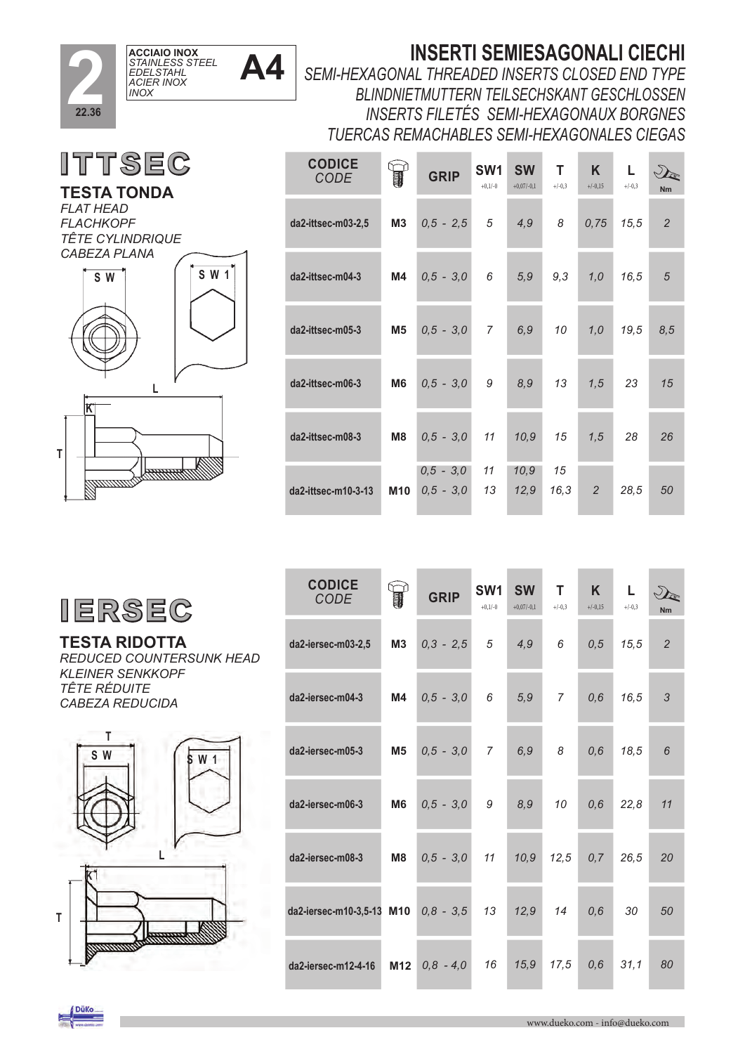**2**
22.36

**ACCIAIO INOX**
*STAINLESS STEEL*
*EDELSTAHL*
*ACIER INOX*
*INOX*

**A4**

# INSERTI SEMIESAGONALI CIECHI

*SEMI-HEXAGONAL THREADED INSERTS CLOSED END TYPE*
*BLINDNIETMUTTERN TEILSECHSKANT GESCHLOSSEN*
*INSERTS FILETÉS SEMI-HEXAGONAUX BORGNES*
*TUERCAS REMACHABLES SEMI-HEXAGONALES CIEGAS*

## ITTSEC

**TESTA TONDA**
*FLAT HEAD*
*FLACHKOPF*
*TÊTE CYLINDRIQUE*
*CABEZA PLANA*

| CODICE *CODE* | | GRIP | SW1 +0,1/-0 | SW +0,07/-0,1 | T +/-0,3 | K +/-0,15 | L +/-0,3 | Nm |
|---|---|---|---|---|---|---|---|---|
| da2-ittsec-m03-2,5 | M3 | 0,5 - 2,5 | 5 | 4,9 | 8 | 0,75 | 15,5 | 2 |
| da2-ittsec-m04-3 | M4 | 0,5 - 3,0 | 6 | 5,9 | 9,3 | 1,0 | 16,5 | 5 |
| da2-ittsec-m05-3 | M5 | 0,5 - 3,0 | 7 | 6,9 | 10 | 1,0 | 19,5 | 8,5 |
| da2-ittsec-m06-3 | M6 | 0,5 - 3,0 | 9 | 8,9 | 13 | 1,5 | 23 | 15 |
| da2-ittsec-m08-3 | M8 | 0,5 - 3,0 | 11 | 10,9 | 15 | 1,5 | 28 | 26 |
| da2-ittsec-m10-3-13 | M10 | 0,5 - 3,0<br>0,5 - 3,0 | 11<br>13 | 10,9<br>12,9 | 15<br>16,3 | 2 | 28,5 | 50 |

## IERSEC

**TESTA RIDOTTA**
*REDUCED COUNTERSUNK HEAD*
*KLEINER SENKKOPF*
*TÊTE RÉDUITE*
*CABEZA REDUCIDA*

| CODICE *CODE* | | GRIP | SW1 +0,1/-0 | SW +0,07/-0,1 | T +/-0,3 | K +/-0,15 | L +/-0,3 | Nm |
|---|---|---|---|---|---|---|---|---|
| da2-iersec-m03-2,5 | M3 | 0,3 - 2,5 | 5 | 4,9 | 6 | 0,5 | 15,5 | 2 |
| da2-iersec-m04-3 | M4 | 0,5 - 3,0 | 6 | 5,9 | 7 | 0,6 | 16,5 | 3 |
| da2-iersec-m05-3 | M5 | 0,5 - 3,0 | 7 | 6,9 | 8 | 0,6 | 18,5 | 6 |
| da2-iersec-m06-3 | M6 | 0,5 - 3,0 | 9 | 8,9 | 10 | 0,6 | 22,8 | 11 |
| da2-iersec-m08-3 | M8 | 0,5 - 3,0 | 11 | 10,9 | 12,5 | 0,7 | 26,5 | 20 |
| da2-iersec-m10-3,5-13 | M10 | 0,8 - 3,5 | 13 | 12,9 | 14 | 0,6 | 30 | 50 |
| da2-iersec-m12-4-16 | M12 | 0,8 - 4,0 | 16 | 15,9 | 17,5 | 0,6 | 31,1 | 80 |

www.dueko.com - info@dueko.com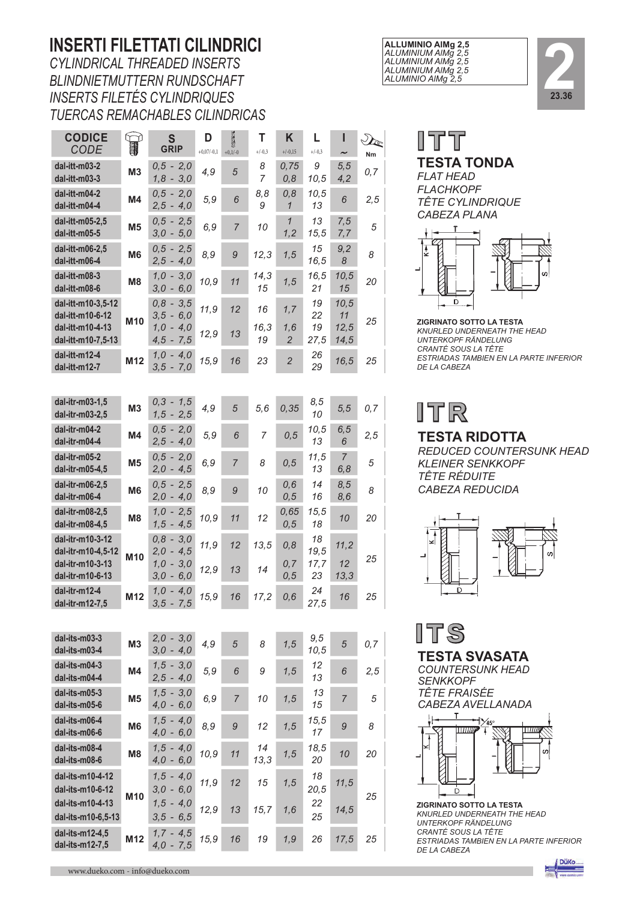# INSERTI FILETTATI CILINDRICI

*CYLINDRICAL THREADED INSERTS*
*BLINDNIETMUTTERN RUNDSCHAFT*
*INSERTS FILETÉS CYLINDRIQUES*
*TUERCAS REMACHABLES CILINDRICAS*

**ALLUMINIO AlMg 2,5**
*ALUMINIUM AlMg 2,5*
*ALUMINIUM AlMg 2,5*
*ALUMINIUM AlMg 2,5*
*ALUMINIO AlMg 2,5*

**2**
23.36

## ITT

**TESTA TONDA**
*FLAT HEAD*
*FLACHKOPF*
*TÊTE CYLINDRIQUE*
*CABEZA PLANA*

**ZIGRINATO SOTTO LA TESTA**
*KNURLED UNDERNEATH THE HEAD*
*UNTERKOPF RÄNDELUNG*
*CRANTÉ SOUS LA TÊTE*
*ESTRIADAS TAMBIEN EN LA PARTE INFERIOR DE LA CABEZA*

| CODICE *CODE* | | S GRIP | D +0,07/-0,1 | +0,1/-0 | T +/-0,3 | K +/-0,15 | L +/-0,3 | I ~ | Nm |
|---|---|---|---|---|---|---|---|---|---|
| dal-itt-m03-2 | M3 | 0,5 - 2,0 | 4,9 | 5 | 8 | 0,75 | 9 | 5,5 | 0,7 |
| dal-itt-m03-3 | | 1,8 - 3,0 | | | 7 | 0,8 | 10,5 | 4,2 | |
| dal-itt-m04-2 | M4 | 0,5 - 2,0 | 5,9 | 6 | 8,8 | 0,8 | 10,5 | 6 | 2,5 |
| dal-itt-m04-4 | | 2,5 - 4,0 | | | 9 | 1 | 13 | | |
| dal-itt-m05-2,5 | M5 | 0,5 - 2,5 | 6,9 | 7 | 10 | 1 | 13 | 7,5 | 5 |
| dal-itt-m05-5 | | 3,0 - 5,0 | | | | 1,2 | 15,5 | 7,7 | |
| dal-itt-m06-2,5 | M6 | 0,5 - 2,5 | 8,9 | 9 | 12,3 | 1,5 | 15 | 9,2 | 8 |
| dal-itt-m06-4 | | 2,5 - 4,0 | | | | | 16,5 | 8 | |
| dal-itt-m08-3 | M8 | 1,0 - 3,0 | 10,9 | 11 | 14,3 | 1,5 | 16,5 | 10,5 | 20 |
| dal-itt-m08-6 | | 3,0 - 6,0 | | | 15 | | 21 | 15 | |
| dal-itt-m10-3,5-12 | M10 | 0,8 - 3,5 | 11,9 | 12 | 16 | 1,7 | 19 | 10,5 | 25 |
| dal-itt-m10-6-12 | | 3,5 - 6,0 | | | | | 22 | 11 | |
| dal-itt-m10-4-13 | | 1,0 - 4,0 | 12,9 | 13 | 16,3 | 1,6 | 19 | 12,5 | |
| dal-itt-m10-7,5-13 | | 4,5 - 7,5 | | | 19 | 2 | 27,5 | 14,5 | |
| dal-itt-m12-4 | M12 | 1,0 - 4,0 | 15,9 | 16 | 23 | 2 | 26 | 16,5 | 25 |
| dal-itt-m12-7 | | 3,5 - 7,0 | | | | | 29 | | |

## ITR

**TESTA RIDOTTA**
*REDUCED COUNTERSUNK HEAD*
*KLEINER SENKKOPF*
*TÊTE RÉDUITE*
*CABEZA REDUCIDA*

| CODICE *CODE* | | S GRIP | D | | T | K | L | I | Nm |
|---|---|---|---|---|---|---|---|---|---|
| dal-itr-m03-1,5 | M3 | 0,3 - 1,5 | 4,9 | 5 | 5,6 | 0,35 | 8,5 | 5,5 | 0,7 |
| dal-itr-m03-2,5 | | 1,5 - 2,5 | | | | | 10 | | |
| dal-itr-m04-2 | M4 | 0,5 - 2,0 | 5,9 | 6 | 7 | 0,5 | 10,5 | 6,5 | 2,5 |
| dal-itr-m04-4 | | 2,5 - 4,0 | | | | | 13 | 6 | |
| dal-itr-m05-2 | M5 | 0,5 - 2,0 | 6,9 | 7 | 8 | 0,5 | 11,5 | 7 | 5 |
| dal-itr-m05-4,5 | | 2,0 - 4,5 | | | | | 13 | 6,8 | |
| dal-itr-m06-2,5 | M6 | 0,5 - 2,5 | 8,9 | 9 | 10 | 0,6 | 14 | 8,5 | 8 |
| dal-itr-m06-4 | | 2,0 - 4,0 | | | | 0,5 | 16 | 8,6 | |
| dal-itr-m08-2,5 | M8 | 1,0 - 2,5 | 10,9 | 11 | 12 | 0,65 | 15,5 | 10 | 20 |
| dal-itr-m08-4,5 | | 1,5 - 4,5 | | | | 0,5 | 18 | | |
| dal-itr-m10-3-12 | M10 | 0,8 - 3,0 | 11,9 | 12 | 13,5 | 0,8 | 18 | 11,2 | 25 |
| dal-itr-m10-4,5-12 | | 2,0 - 4,5 | | | | | 19,5 | | |
| dal-itr-m10-3-13 | | 1,0 - 3,0 | 12,9 | 13 | 14 | 0,7 | 17,7 | 12 | |
| dal-itr-m10-6-13 | | 3,0 - 6,0 | | | | 0,5 | 23 | 13,3 | |
| dal-itr-m12-4 | M12 | 1,0 - 4,0 | 15,9 | 16 | 17,2 | 0,6 | 24 | 16 | 25 |
| dal-itr-m12-7,5 | | 3,5 - 7,5 | | | | | 27,5 | | |

## ITS

**TESTA SVASATA**
*COUNTERSUNK HEAD*
*SENKKOPF*
*TÊTE FRAISÉE*
*CABEZA AVELLANADA*

45°

**ZIGRINATO SOTTO LA TESTA**
*KNURLED UNDERNEATH THE HEAD*
*UNTERKOPF RÄNDELUNG*
*CRANTÉ SOUS LA TÊTE*
*ESTRIADAS TAMBIEN EN LA PARTE INFERIOR DE LA CABEZA*

| CODICE *CODE* | | S GRIP | D | | T | K | L | I | Nm |
|---|---|---|---|---|---|---|---|---|---|
| dal-its-m03-3 | M3 | 2,0 - 3,0 | 4,9 | 5 | 8 | 1,5 | 9,5 | 5 | 0,7 |
| dal-its-m03-4 | | 3,0 - 4,0 | | | | | 10,5 | | |
| dal-its-m04-3 | M4 | 1,5 - 3,0 | 5,9 | 6 | 9 | 1,5 | 12 | 6 | 2,5 |
| dal-its-m04-4 | | 2,5 - 4,0 | | | | | 13 | | |
| dal-its-m05-3 | M5 | 1,5 - 3,0 | 6,9 | 7 | 10 | 1,5 | 13 | 7 | 5 |
| dal-its-m05-6 | | 4,0 - 6,0 | | | | | 15 | | |
| dal-its-m06-4 | M6 | 1,5 - 4,0 | 8,9 | 9 | 12 | 1,5 | 15,5 | 9 | 8 |
| dal-its-m06-6 | | 4,0 - 6,0 | | | | | 17 | | |
| dal-its-m08-4 | M8 | 1,5 - 4,0 | 10,9 | 11 | 14 | 1,5 | 18,5 | 10 | 20 |
| dal-its-m08-6 | | 4,0 - 6,0 | | | 13,3 | | 20 | | |
| dal-its-m10-4-12 | M10 | 1,5 - 4,0 | 11,9 | 12 | 15 | 1,5 | 18 | 11,5 | 25 |
| dal-its-m10-6-12 | | 3,0 - 6,0 | | | | | 20,5 | | |
| dal-its-m10-4-13 | | 1,5 - 4,0 | 12,9 | 13 | 15,7 | 1,6 | 22 | 14,5 | |
| dal-its-m10-6,5-13 | | 3,5 - 6,5 | | | | | 25 | | |
| dal-its-m12-4,5 | M12 | 1,7 - 4,5 | 15,9 | 16 | 19 | 1,9 | 26 | 17,5 | 25 |
| dal-its-m12-7,5 | | 4,0 - 7,5 | | | | | | | |

www.dueko.com - info@dueko.com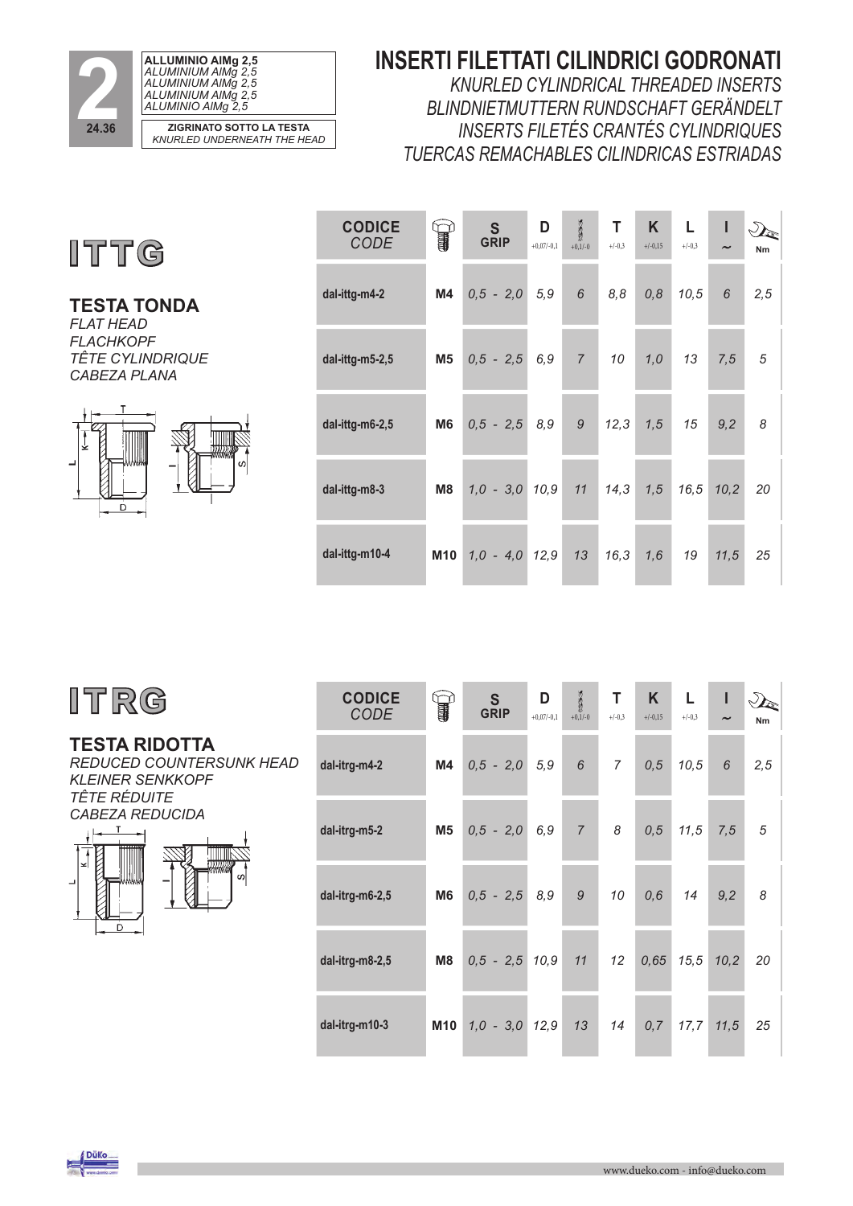**2**

24.36

**ALLUMINIO AlMg 2,5**
*ALUMINIUM AlMg 2,5*
*ALUMINIUM AlMg 2,5*
*ALUMINIUM AlMg 2,5*
*ALUMINIO AlMg 2,5*

**ZIGRINATO SOTTO LA TESTA**
*KNURLED UNDERNEATH THE HEAD*

# INSERTI FILETTATI CILINDRICI GODRONATI

*KNURLED CYLINDRICAL THREADED INSERTS*
*BLINDNIETMUTTERN RUNDSCHAFT GERÄNDELT*
*INSERTS FILETÉS CRANTÉS CYLINDRIQUES*
*TUERCAS REMACHABLES CILINDRICAS ESTRIADAS*

## ITTG

**TESTA TONDA**
*FLAT HEAD*
*FLACHKOPF*
*TÊTE CYLINDRIQUE*
*CABEZA PLANA*

| CODICE *CODE* | | S GRIP | D +0,07/-0,1 | +0,1/-0 | T +/-0,3 | K +/-0,15 | L +/-0,3 | l ~ | Nm |
|---|---|---|---|---|---|---|---|---|---|
| dal-ittg-m4-2 | M4 | 0,5 - 2,0 | 5,9 | 6 | 8,8 | 0,8 | 10,5 | 6 | 2,5 |
| dal-ittg-m5-2,5 | M5 | 0,5 - 2,5 | 6,9 | 7 | 10 | 1,0 | 13 | 7,5 | 5 |
| dal-ittg-m6-2,5 | M6 | 0,5 - 2,5 | 8,9 | 9 | 12,3 | 1,5 | 15 | 9,2 | 8 |
| dal-ittg-m8-3 | M8 | 1,0 - 3,0 | 10,9 | 11 | 14,3 | 1,5 | 16,5 | 10,2 | 20 |
| dal-ittg-m10-4 | M10 | 1,0 - 4,0 | 12,9 | 13 | 16,3 | 1,6 | 19 | 11,5 | 25 |

## ITRG

**TESTA RIDOTTA**
*REDUCED COUNTERSUNK HEAD*
*KLEINER SENKKOPF*
*TÊTE RÉDUITE*
*CABEZA REDUCIDA*

| CODICE *CODE* | | S GRIP | D +0,07/-0,1 | +0,1/-0 | T +/-0,3 | K +/-0,15 | L +/-0,3 | l ~ | Nm |
|---|---|---|---|---|---|---|---|---|---|
| dal-itrg-m4-2 | M4 | 0,5 - 2,0 | 5,9 | 6 | 7 | 0,5 | 10,5 | 6 | 2,5 |
| dal-itrg-m5-2 | M5 | 0,5 - 2,0 | 6,9 | 7 | 8 | 0,5 | 11,5 | 7,5 | 5 |
| dal-itrg-m6-2,5 | M6 | 0,5 - 2,5 | 8,9 | 9 | 10 | 0,6 | 14 | 9,2 | 8 |
| dal-itrg-m8-2,5 | M8 | 0,5 - 2,5 | 10,9 | 11 | 12 | 0,65 | 15,5 | 10,2 | 20 |
| dal-itrg-m10-3 | M10 | 1,0 - 3,0 | 12,9 | 13 | 14 | 0,7 | 17,7 | 11,5 | 25 |

www.dueko.com - info@dueko.com